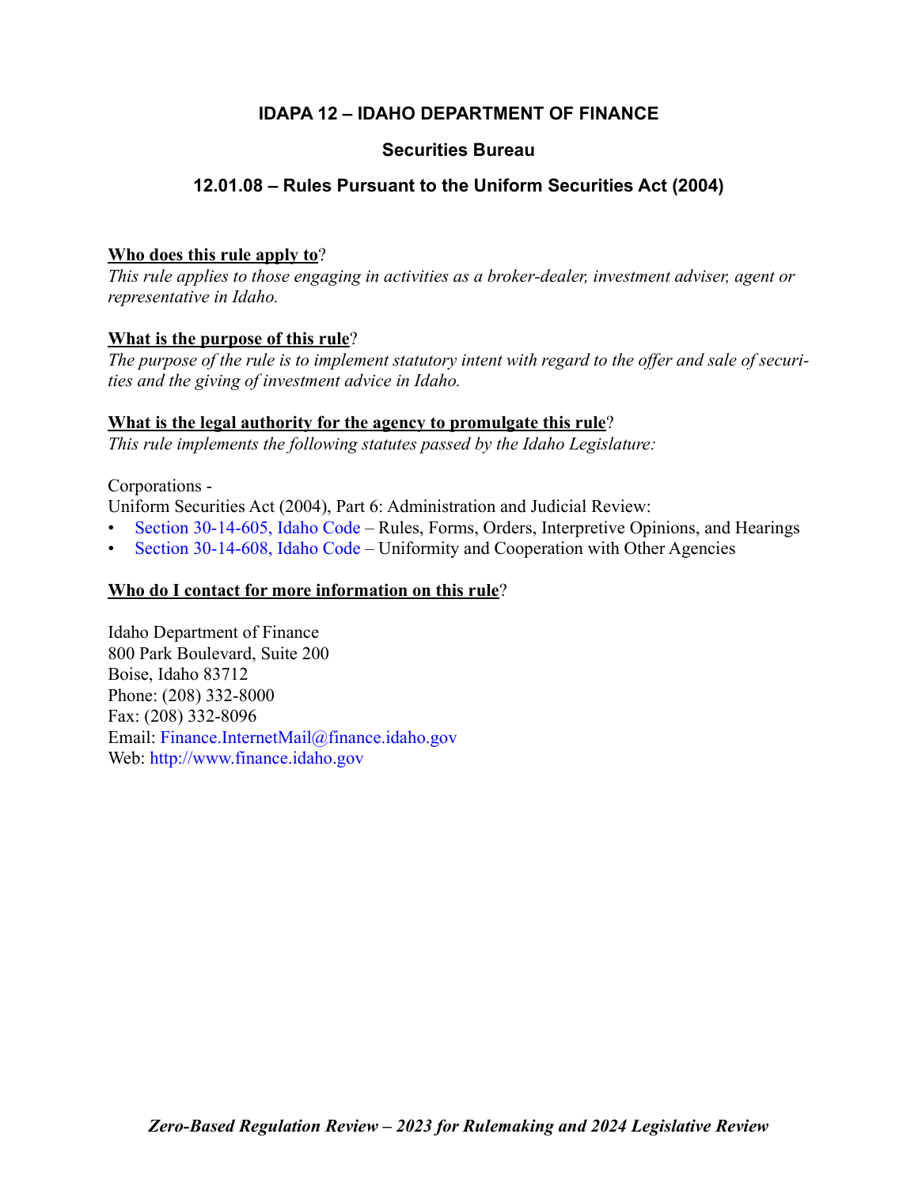# IDAPA 12 – IDAHO DEPARTMENT OF FINANCE

## Securities Bureau

## 12.01.08 – Rules Pursuant to the Uniform Securities Act (2004)

**Who does this rule apply to**?

*This rule applies to those engaging in activities as a broker-dealer, investment adviser, agent or representative in Idaho.*

**What is the purpose of this rule**?

*The purpose of the rule is to implement statutory intent with regard to the offer and sale of securities and the giving of investment advice in Idaho.*

**What is the legal authority for the agency to promulgate this rule**?

*This rule implements the following statutes passed by the Idaho Legislature:*

Corporations -

Uniform Securities Act (2004), Part 6: Administration and Judicial Review:

- Section 30-14-605, Idaho Code – Rules, Forms, Orders, Interpretive Opinions, and Hearings
- Section 30-14-608, Idaho Code – Uniformity and Cooperation with Other Agencies

**Who do I contact for more information on this rule**?

Idaho Department of Finance
800 Park Boulevard, Suite 200
Boise, Idaho 83712
Phone: (208) 332-8000
Fax: (208) 332-8096
Email: Finance.InternetMail@finance.idaho.gov
Web: http://www.finance.idaho.gov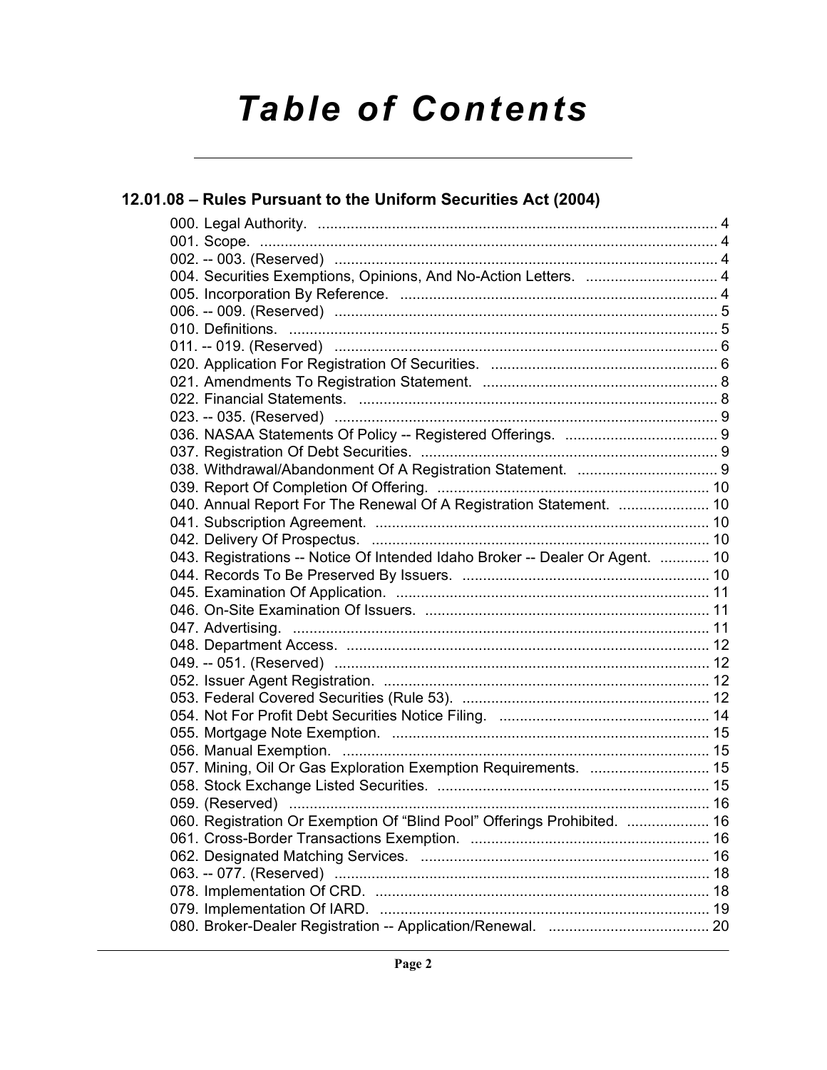# Table of Contents

## 12.01.08 – Rules Pursuant to the Uniform Securities Act (2004)

000. Legal Authority. ........................................................................................ 4
001. Scope. ......................................................................................................... 4
002. -- 003. (Reserved) ..................................................................................... 4
004. Securities Exemptions, Opinions, And No-Action Letters. ........................ 4
005. Incorporation By Reference. ..................................................................... 4
006. -- 009. (Reserved) ..................................................................................... 5
010. Definitions. ................................................................................................ 5
011. -- 019. (Reserved) ..................................................................................... 6
020. Application For Registration Of Securities. ............................................... 6
021. Amendments To Registration Statement. ................................................. 8
022. Financial Statements. ............................................................................... 8
023. -- 035. (Reserved) ..................................................................................... 9
036. NASAA Statements Of Policy -- Registered Offerings. ............................. 9
037. Registration Of Debt Securities. ................................................................ 9
038. Withdrawal/Abandonment Of A Registration Statement. .......................... 9
039. Report Of Completion Of Offering. .......................................................... 10
040. Annual Report For The Renewal Of A Registration Statement. ............... 10
041. Subscription Agreement. ......................................................................... 10
042. Delivery Of Prospectus. .......................................................................... 10
043. Registrations -- Notice Of Intended Idaho Broker -- Dealer Or Agent. ............ 10
044. Records To Be Preserved By Issuers. ..................................................... 10
045. Examination Of Application. .................................................................... 11
046. On-Site Examination Of Issuers. ............................................................. 11
047. Advertising. .............................................................................................. 11
048. Department Access. ................................................................................. 12
049. -- 051. (Reserved) ................................................................................... 12
052. Issuer Agent Registration. ........................................................................ 12
053. Federal Covered Securities (Rule 53). ..................................................... 12
054. Not For Profit Debt Securities Notice Filing. ............................................ 14
055. Mortgage Note Exemption. ..................................................................... 15
056. Manual Exemption. ................................................................................. 15
057. Mining, Oil Or Gas Exploration Exemption Requirements. ..................... 15
058. Stock Exchange Listed Securities. .......................................................... 15
059. (Reserved) .............................................................................................. 16
060. Registration Or Exemption Of "Blind Pool" Offerings Prohibited. ............ 16
061. Cross-Border Transactions Exemption. .................................................. 16
062. Designated Matching Services. .............................................................. 16
063. -- 077. (Reserved) ................................................................................... 18
078. Implementation Of CRD. ......................................................................... 18
079. Implementation Of IARD. ........................................................................ 19
080. Broker-Dealer Registration -- Application/Renewal. ............................... 20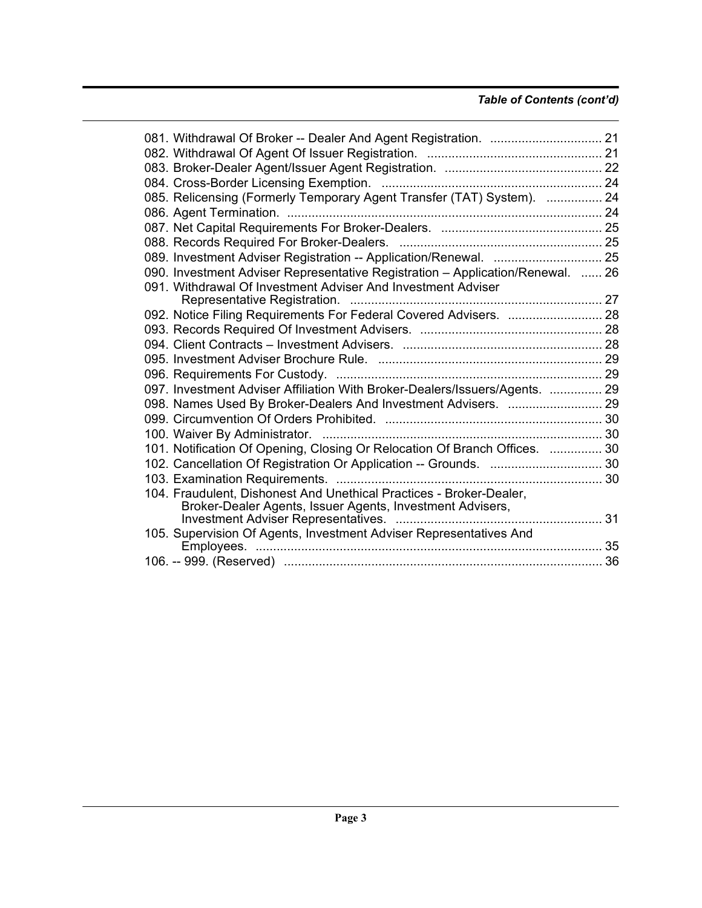*Table of Contents (cont'd)*

081. Withdrawal Of Broker -- Dealer And Agent Registration. ................................ 21
082. Withdrawal Of Agent Of Issuer Registration. .................................................. 21
083. Broker-Dealer Agent/Issuer Agent Registration. ............................................. 22
084. Cross-Border Licensing Exemption. ............................................................... 24
085. Relicensing (Formerly Temporary Agent Transfer (TAT) System). ................ 24
086. Agent Termination. .......................................................................................... 24
087. Net Capital Requirements For Broker-Dealers. .............................................. 25
088. Records Required For Broker-Dealers. .......................................................... 25
089. Investment Adviser Registration -- Application/Renewal. ............................... 25
090. Investment Adviser Representative Registration – Application/Renewal. ...... 26
091. Withdrawal Of Investment Adviser And Investment Adviser Representative Registration. ........................................................................ 27
092. Notice Filing Requirements For Federal Covered Advisers. ........................... 28
093. Records Required Of Investment Advisers. .................................................... 28
094. Client Contracts – Investment Advisers. ......................................................... 28
095. Investment Adviser Brochure Rule. ................................................................ 29
096. Requirements For Custody. ............................................................................ 29
097. Investment Adviser Affiliation With Broker-Dealers/Issuers/Agents. ............... 29
098. Names Used By Broker-Dealers And Investment Advisers. ........................... 29
099. Circumvention Of Orders Prohibited. .............................................................. 30
100. Waiver By Administrator. ................................................................................ 30
101. Notification Of Opening, Closing Or Relocation Of Branch Offices. ............... 30
102. Cancellation Of Registration Or Application -- Grounds. ................................ 30
103. Examination Requirements. ............................................................................ 30
104. Fraudulent, Dishonest And Unethical Practices - Broker-Dealer, Broker-Dealer Agents, Issuer Agents, Investment Advisers, Investment Adviser Representatives. ........................................................... 31
105. Supervision Of Agents, Investment Adviser Representatives And Employees. .................................................................................................... 35
106. -- 999. (Reserved) ........................................................................................... 36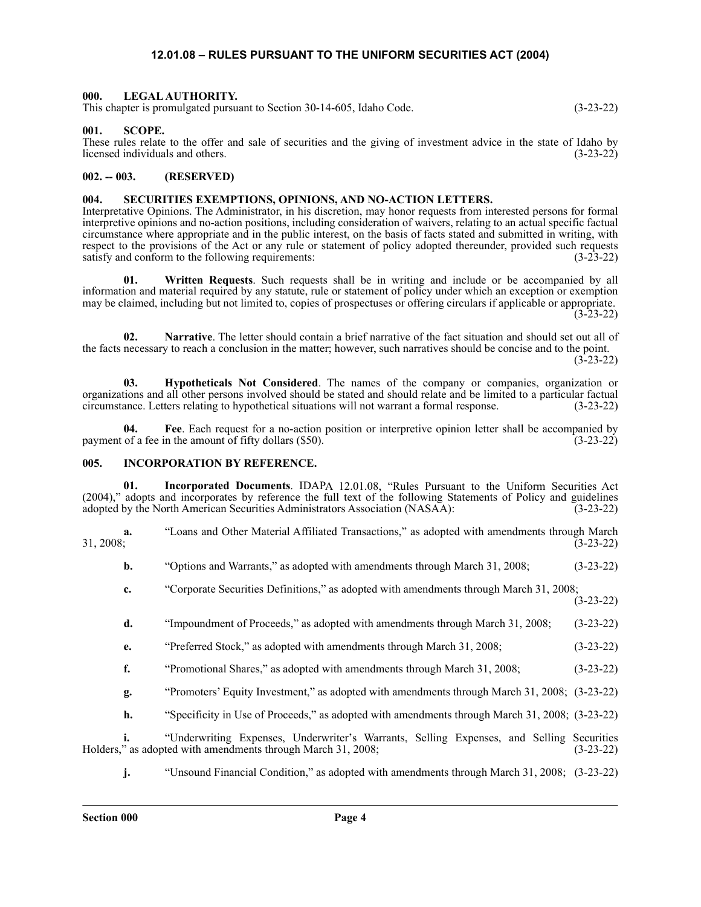# 12.01.08 – RULES PURSUANT TO THE UNIFORM SECURITIES ACT (2004)

## 000. LEGAL AUTHORITY.

This chapter is promulgated pursuant to Section 30-14-605, Idaho Code. (3-23-22)

## 001. SCOPE.

These rules relate to the offer and sale of securities and the giving of investment advice in the state of Idaho by licensed individuals and others. (3-23-22)

## 002. -- 003. (RESERVED)

## 004. SECURITIES EXEMPTIONS, OPINIONS, AND NO-ACTION LETTERS.

Interpretative Opinions. The Administrator, in his discretion, may honor requests from interested persons for formal interpretive opinions and no-action positions, including consideration of waivers, relating to an actual specific factual circumstance where appropriate and in the public interest, on the basis of facts stated and submitted in writing, with respect to the provisions of the Act or any rule or statement of policy adopted thereunder, provided such requests satisfy and conform to the following requirements: (3-23-22)

**01. Written Requests**. Such requests shall be in writing and include or be accompanied by all information and material required by any statute, rule or statement of policy under which an exception or exemption may be claimed, including but not limited to, copies of prospectuses or offering circulars if applicable or appropriate. (3-23-22)

**02. Narrative**. The letter should contain a brief narrative of the fact situation and should set out all of the facts necessary to reach a conclusion in the matter; however, such narratives should be concise and to the point. (3-23-22)

**03. Hypotheticals Not Considered**. The names of the company or companies, organization or organizations and all other persons involved should be stated and should relate and be limited to a particular factual circumstance. Letters relating to hypothetical situations will not warrant a formal response. (3-23-22)

**04. Fee**. Each request for a no-action position or interpretive opinion letter shall be accompanied by payment of a fee in the amount of fifty dollars ($50). (3-23-22)

## 005. INCORPORATION BY REFERENCE.

**01. Incorporated Documents**. IDAPA 12.01.08, "Rules Pursuant to the Uniform Securities Act (2004)," adopts and incorporates by reference the full text of the following Statements of Policy and guidelines adopted by the North American Securities Administrators Association (NASAA): (3-23-22)

**a.** "Loans and Other Material Affiliated Transactions," as adopted with amendments through March 31, 2008; (3-23-22)

**b.** "Options and Warrants," as adopted with amendments through March 31, 2008; (3-23-22)

**c.** "Corporate Securities Definitions," as adopted with amendments through March 31, 2008; (3-23-22)

**d.** "Impoundment of Proceeds," as adopted with amendments through March 31, 2008; (3-23-22)

**e.** "Preferred Stock," as adopted with amendments through March 31, 2008; (3-23-22)

**f.** "Promotional Shares," as adopted with amendments through March 31, 2008; (3-23-22)

**g.** "Promoters' Equity Investment," as adopted with amendments through March 31, 2008; (3-23-22)

**h.** "Specificity in Use of Proceeds," as adopted with amendments through March 31, 2008; (3-23-22)

**i.** "Underwriting Expenses, Underwriter's Warrants, Selling Expenses, and Selling Securities Holders," as adopted with amendments through March 31, 2008; (3-23-22)

**j.** "Unsound Financial Condition," as adopted with amendments through March 31, 2008; (3-23-22)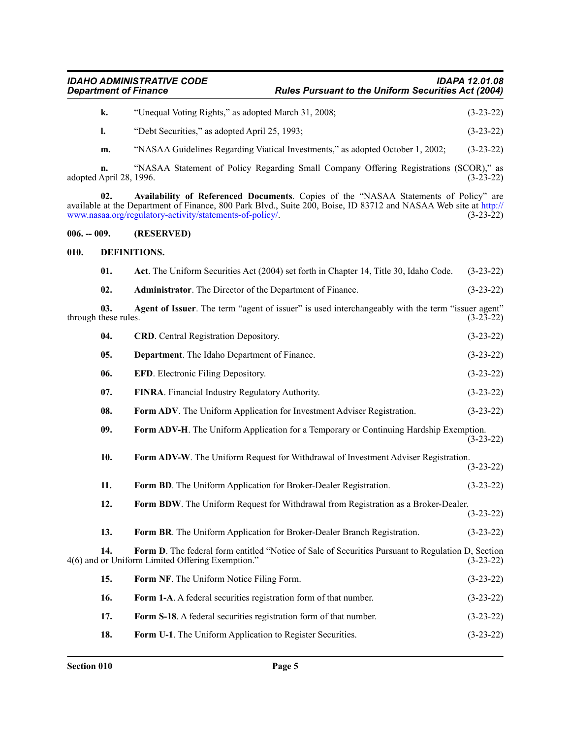**k.** "Unequal Voting Rights," as adopted March 31, 2008; (3-23-22)

**l.** "Debt Securities," as adopted April 25, 1993; (3-23-22)

**m.** "NASAA Guidelines Regarding Viatical Investments," as adopted October 1, 2002; (3-23-22)

**n.** "NASAA Statement of Policy Regarding Small Company Offering Registrations (SCOR)," as adopted April 28, 1996. (3-23-22)

**02. Availability of Referenced Documents**. Copies of the "NASAA Statements of Policy" are available at the Department of Finance, 800 Park Blvd., Suite 200, Boise, ID 83712 and NASAA Web site at http://www.nasaa.org/regulatory-activity/statements-of-policy/. (3-23-22)

**006. -- 009. (RESERVED)**

**010. DEFINITIONS.**

**01. Act**. The Uniform Securities Act (2004) set forth in Chapter 14, Title 30, Idaho Code. (3-23-22)

**02. Administrator**. The Director of the Department of Finance. (3-23-22)

**03. Agent of Issuer**. The term "agent of issuer" is used interchangeably with the term "issuer agent" through these rules. (3-23-22)

**04. CRD**. Central Registration Depository. (3-23-22)

**05. Department**. The Idaho Department of Finance. (3-23-22)

**06. EFD**. Electronic Filing Depository. (3-23-22)

**07. FINRA**. Financial Industry Regulatory Authority. (3-23-22)

**08. Form ADV**. The Uniform Application for Investment Adviser Registration. (3-23-22)

**09. Form ADV-H**. The Uniform Application for a Temporary or Continuing Hardship Exemption. (3-23-22)

**10. Form ADV-W**. The Uniform Request for Withdrawal of Investment Adviser Registration. (3-23-22)

**11. Form BD**. The Uniform Application for Broker-Dealer Registration. (3-23-22)

**12. Form BDW**. The Uniform Request for Withdrawal from Registration as a Broker-Dealer. (3-23-22)

**13. Form BR**. The Uniform Application for Broker-Dealer Branch Registration. (3-23-22)

**14. Form D**. The federal form entitled "Notice of Sale of Securities Pursuant to Regulation D, Section 4(6) and or Uniform Limited Offering Exemption." (3-23-22)

**15. Form NF**. The Uniform Notice Filing Form. (3-23-22)

**16. Form 1-A**. A federal securities registration form of that number. (3-23-22)

**17. Form S-18**. A federal securities registration form of that number. (3-23-22)

**18. Form U-1**. The Uniform Application to Register Securities. (3-23-22)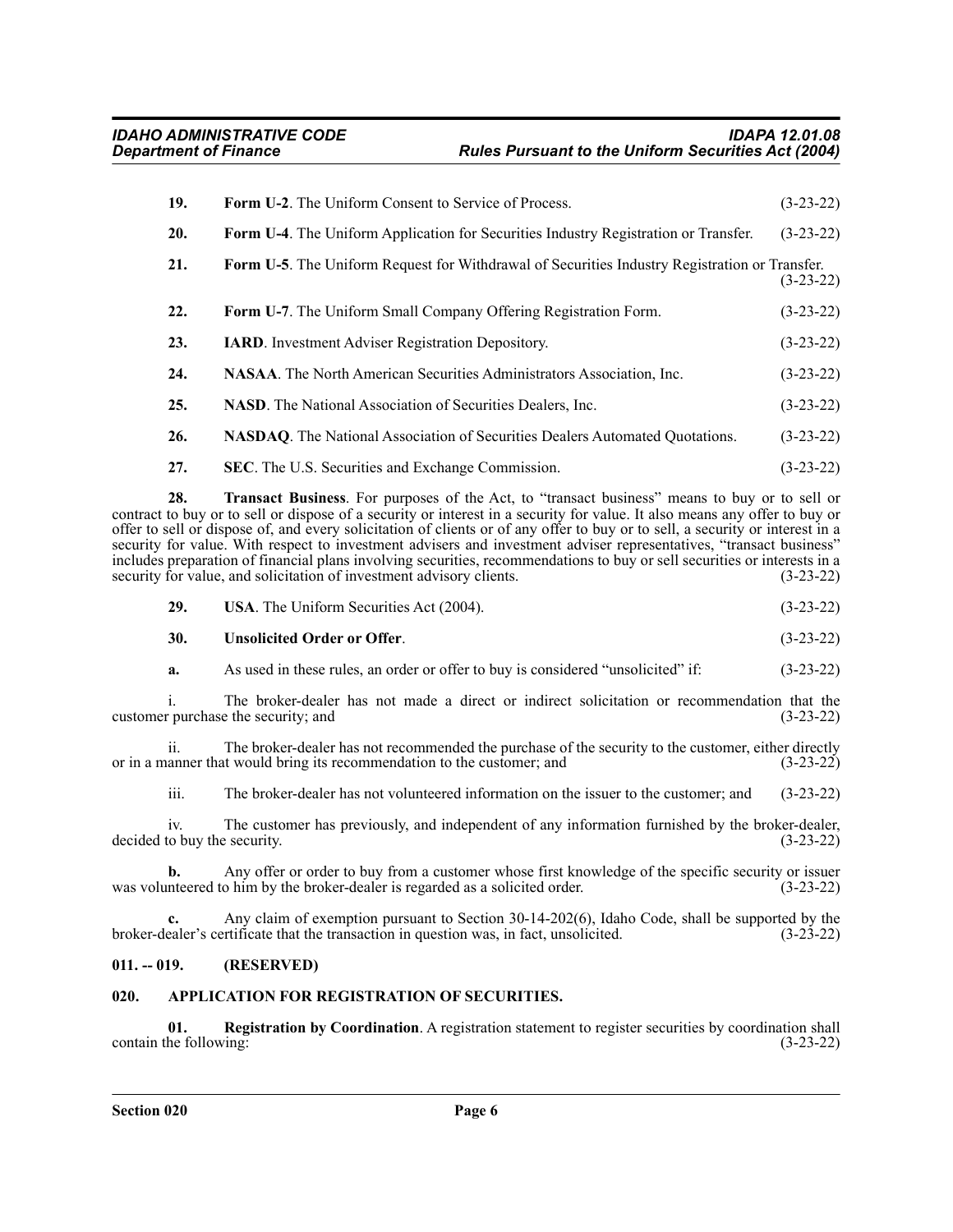**19. Form U-2**. The Uniform Consent to Service of Process. (3-23-22)

**20. Form U-4**. The Uniform Application for Securities Industry Registration or Transfer. (3-23-22)

**21. Form U-5**. The Uniform Request for Withdrawal of Securities Industry Registration or Transfer. (3-23-22)

**22. Form U-7**. The Uniform Small Company Offering Registration Form. (3-23-22)

**23. IARD**. Investment Adviser Registration Depository. (3-23-22)

**24. NASAA**. The North American Securities Administrators Association, Inc. (3-23-22)

**25. NASD**. The National Association of Securities Dealers, Inc. (3-23-22)

**26. NASDAQ**. The National Association of Securities Dealers Automated Quotations. (3-23-22)

**27. SEC**. The U.S. Securities and Exchange Commission. (3-23-22)

**28. Transact Business**. For purposes of the Act, to "transact business" means to buy or to sell or contract to buy or to sell or dispose of a security or interest in a security for value. It also means any offer to buy or offer to sell or dispose of, and every solicitation of clients or of any offer to buy or to sell, a security or interest in a security for value. With respect to investment advisers and investment adviser representatives, "transact business" includes preparation of financial plans involving securities, recommendations to buy or sell securities or interests in a security for value, and solicitation of investment advisory clients. (3-23-22)

**29. USA**. The Uniform Securities Act (2004). (3-23-22)

**30. Unsolicited Order or Offer**. (3-23-22)

**a.** As used in these rules, an order or offer to buy is considered "unsolicited" if: (3-23-22)

i. The broker-dealer has not made a direct or indirect solicitation or recommendation that the customer purchase the security; and (3-23-22)

ii. The broker-dealer has not recommended the purchase of the security to the customer, either directly or in a manner that would bring its recommendation to the customer; and (3-23-22)

iii. The broker-dealer has not volunteered information on the issuer to the customer; and (3-23-22)

iv. The customer has previously, and independent of any information furnished by the broker-dealer, decided to buy the security. (3-23-22)

**b.** Any offer or order to buy from a customer whose first knowledge of the specific security or issuer was volunteered to him by the broker-dealer is regarded as a solicited order. (3-23-22)

**c.** Any claim of exemption pursuant to Section 30-14-202(6), Idaho Code, shall be supported by the broker-dealer's certificate that the transaction in question was, in fact, unsolicited. (3-23-22)

## 011. -- 019. (RESERVED)

## 020. APPLICATION FOR REGISTRATION OF SECURITIES.

**01. Registration by Coordination**. A registration statement to register securities by coordination shall contain the following: (3-23-22)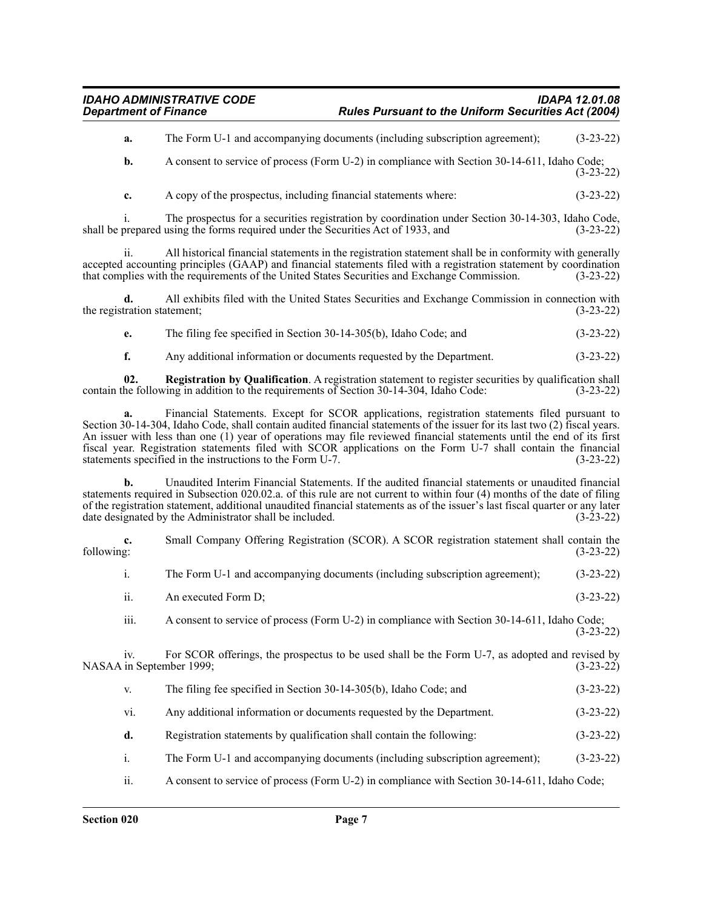**a.** The Form U-1 and accompanying documents (including subscription agreement); (3-23-22)

**b.** A consent to service of process (Form U-2) in compliance with Section 30-14-611, Idaho Code; (3-23-22)

**c.** A copy of the prospectus, including financial statements where: (3-23-22)

i. The prospectus for a securities registration by coordination under Section 30-14-303, Idaho Code, shall be prepared using the forms required under the Securities Act of 1933, and (3-23-22)

ii. All historical financial statements in the registration statement shall be in conformity with generally accepted accounting principles (GAAP) and financial statements filed with a registration statement by coordination that complies with the requirements of the United States Securities and Exchange Commission. (3-23-22)

**d.** All exhibits filed with the United States Securities and Exchange Commission in connection with the registration statement; (3-23-22)

**e.** The filing fee specified in Section 30-14-305(b), Idaho Code; and (3-23-22)

**f.** Any additional information or documents requested by the Department. (3-23-22)

**02. Registration by Qualification**. A registration statement to register securities by qualification shall contain the following in addition to the requirements of Section 30-14-304, Idaho Code: (3-23-22)

**a.** Financial Statements. Except for SCOR applications, registration statements filed pursuant to Section 30-14-304, Idaho Code, shall contain audited financial statements of the issuer for its last two (2) fiscal years. An issuer with less than one (1) year of operations may file reviewed financial statements until the end of its first fiscal year. Registration statements filed with SCOR applications on the Form U-7 shall contain the financial statements specified in the instructions to the Form U-7. (3-23-22)

**b.** Unaudited Interim Financial Statements. If the audited financial statements or unaudited financial statements required in Subsection 020.02.a. of this rule are not current to within four (4) months of the date of filing of the registration statement, additional unaudited financial statements as of the issuer's last fiscal quarter or any later date designated by the Administrator shall be included. (3-23-22)

**c.** Small Company Offering Registration (SCOR). A SCOR registration statement shall contain the following: (3-23-22)

i. The Form U-1 and accompanying documents (including subscription agreement); (3-23-22)

ii. An executed Form D; (3-23-22)

iii. A consent to service of process (Form U-2) in compliance with Section 30-14-611, Idaho Code; (3-23-22)

iv. For SCOR offerings, the prospectus to be used shall be the Form U-7, as adopted and revised by NASAA in September 1999; (3-23-22)

v. The filing fee specified in Section 30-14-305(b), Idaho Code; and (3-23-22)

vi. Any additional information or documents requested by the Department. (3-23-22)

**d.** Registration statements by qualification shall contain the following: (3-23-22)

i. The Form U-1 and accompanying documents (including subscription agreement); (3-23-22)

ii. A consent to service of process (Form U-2) in compliance with Section 30-14-611, Idaho Code;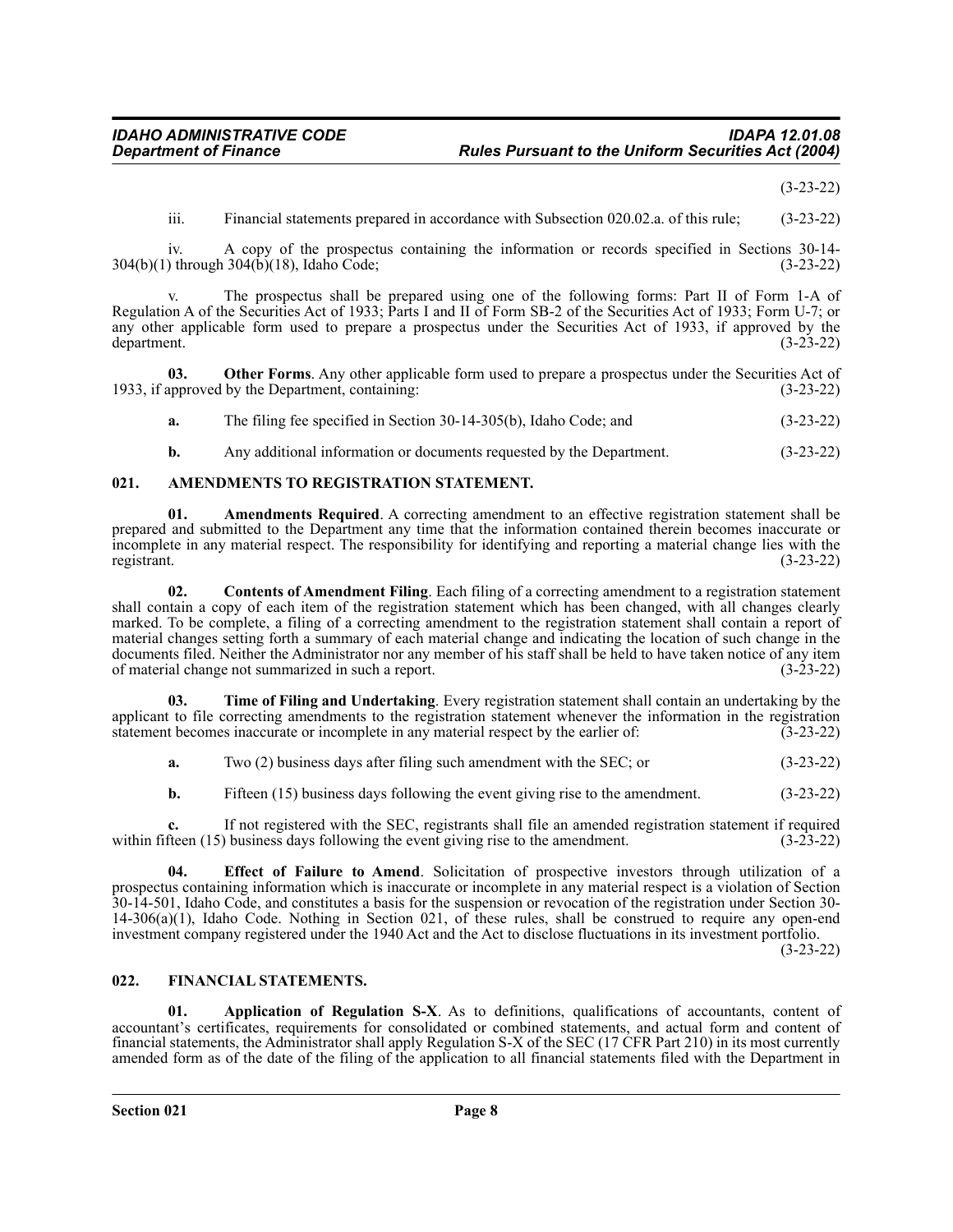(3-23-22)

iii. Financial statements prepared in accordance with Subsection 020.02.a. of this rule; (3-23-22)

iv. A copy of the prospectus containing the information or records specified in Sections 30-14-304(b)(1) through 304(b)(18), Idaho Code; (3-23-22)

v. The prospectus shall be prepared using one of the following forms: Part II of Form 1-A of Regulation A of the Securities Act of 1933; Parts I and II of Form SB-2 of the Securities Act of 1933; Form U-7; or any other applicable form used to prepare a prospectus under the Securities Act of 1933, if approved by the department. (3-23-22)

**03. Other Forms**. Any other applicable form used to prepare a prospectus under the Securities Act of 1933, if approved by the Department, containing: (3-23-22)

**a.** The filing fee specified in Section 30-14-305(b), Idaho Code; and (3-23-22)

**b.** Any additional information or documents requested by the Department. (3-23-22)

## 021. AMENDMENTS TO REGISTRATION STATEMENT.

**01. Amendments Required**. A correcting amendment to an effective registration statement shall be prepared and submitted to the Department any time that the information contained therein becomes inaccurate or incomplete in any material respect. The responsibility for identifying and reporting a material change lies with the registrant. (3-23-22)

**02. Contents of Amendment Filing**. Each filing of a correcting amendment to a registration statement shall contain a copy of each item of the registration statement which has been changed, with all changes clearly marked. To be complete, a filing of a correcting amendment to the registration statement shall contain a report of material changes setting forth a summary of each material change and indicating the location of such change in the documents filed. Neither the Administrator nor any member of his staff shall be held to have taken notice of any item of material change not summarized in such a report. (3-23-22)

**03. Time of Filing and Undertaking**. Every registration statement shall contain an undertaking by the applicant to file correcting amendments to the registration statement whenever the information in the registration statement becomes inaccurate or incomplete in any material respect by the earlier of: (3-23-22)

**a.** Two (2) business days after filing such amendment with the SEC; or (3-23-22)

**b.** Fifteen (15) business days following the event giving rise to the amendment. (3-23-22)

**c.** If not registered with the SEC, registrants shall file an amended registration statement if required within fifteen (15) business days following the event giving rise to the amendment. (3-23-22)

**04. Effect of Failure to Amend**. Solicitation of prospective investors through utilization of a prospectus containing information which is inaccurate or incomplete in any material respect is a violation of Section 30-14-501, Idaho Code, and constitutes a basis for the suspension or revocation of the registration under Section 30-14-306(a)(1), Idaho Code. Nothing in Section 021, of these rules, shall be construed to require any open-end investment company registered under the 1940 Act and the Act to disclose fluctuations in its investment portfolio. (3-23-22)

## 022. FINANCIAL STATEMENTS.

**01. Application of Regulation S-X**. As to definitions, qualifications of accountants, content of accountant's certificates, requirements for consolidated or combined statements, and actual form and content of financial statements, the Administrator shall apply Regulation S-X of the SEC (17 CFR Part 210) in its most currently amended form as of the date of the filing of the application to all financial statements filed with the Department in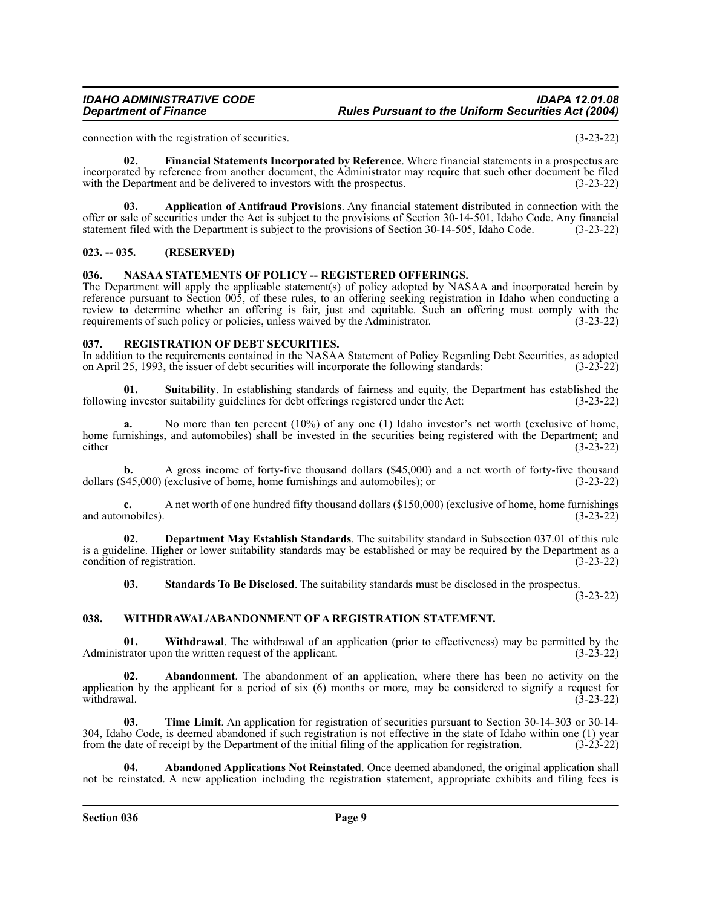connection with the registration of securities. (3-23-22)

**02. Financial Statements Incorporated by Reference**. Where financial statements in a prospectus are incorporated by reference from another document, the Administrator may require that such other document be filed with the Department and be delivered to investors with the prospectus. (3-23-22)

**03. Application of Antifraud Provisions**. Any financial statement distributed in connection with the offer or sale of securities under the Act is subject to the provisions of Section 30-14-501, Idaho Code. Any financial statement filed with the Department is subject to the provisions of Section 30-14-505, Idaho Code. (3-23-22)

### 023. -- 035. (RESERVED)

### 036. NASAA STATEMENTS OF POLICY -- REGISTERED OFFERINGS.

The Department will apply the applicable statement(s) of policy adopted by NASAA and incorporated herein by reference pursuant to Section 005, of these rules, to an offering seeking registration in Idaho when conducting a review to determine whether an offering is fair, just and equitable. Such an offering must comply with the requirements of such policy or policies, unless waived by the Administrator. (3-23-22)

### 037. REGISTRATION OF DEBT SECURITIES.

In addition to the requirements contained in the NASAA Statement of Policy Regarding Debt Securities, as adopted on April 25, 1993, the issuer of debt securities will incorporate the following standards: (3-23-22)

**01. Suitability**. In establishing standards of fairness and equity, the Department has established the following investor suitability guidelines for debt offerings registered under the Act: (3-23-22)

**a.** No more than ten percent (10%) of any one (1) Idaho investor's net worth (exclusive of home, home furnishings, and automobiles) shall be invested in the securities being registered with the Department; and either (3-23-22)

**b.** A gross income of forty-five thousand dollars ($45,000) and a net worth of forty-five thousand dollars ($45,000) (exclusive of home, home furnishings and automobiles); or (3-23-22)

**c.** A net worth of one hundred fifty thousand dollars ($150,000) (exclusive of home, home furnishings and automobiles). (3-23-22)

**02. Department May Establish Standards**. The suitability standard in Subsection 037.01 of this rule is a guideline. Higher or lower suitability standards may be established or may be required by the Department as a condition of registration. (3-23-22)

**03. Standards To Be Disclosed**. The suitability standards must be disclosed in the prospectus. (3-23-22)

### 038. WITHDRAWAL/ABANDONMENT OF A REGISTRATION STATEMENT.

**01. Withdrawal**. The withdrawal of an application (prior to effectiveness) may be permitted by the Administrator upon the written request of the applicant. (3-23-22)

**02. Abandonment**. The abandonment of an application, where there has been no activity on the application by the applicant for a period of six (6) months or more, may be considered to signify a request for withdrawal. (3-23-22)

**03. Time Limit**. An application for registration of securities pursuant to Section 30-14-303 or 30-14-304, Idaho Code, is deemed abandoned if such registration is not effective in the state of Idaho within one (1) year from the date of receipt by the Department of the initial filing of the application for registration. (3-23-22)

**04. Abandoned Applications Not Reinstated**. Once deemed abandoned, the original application shall not be reinstated. A new application including the registration statement, appropriate exhibits and filing fees is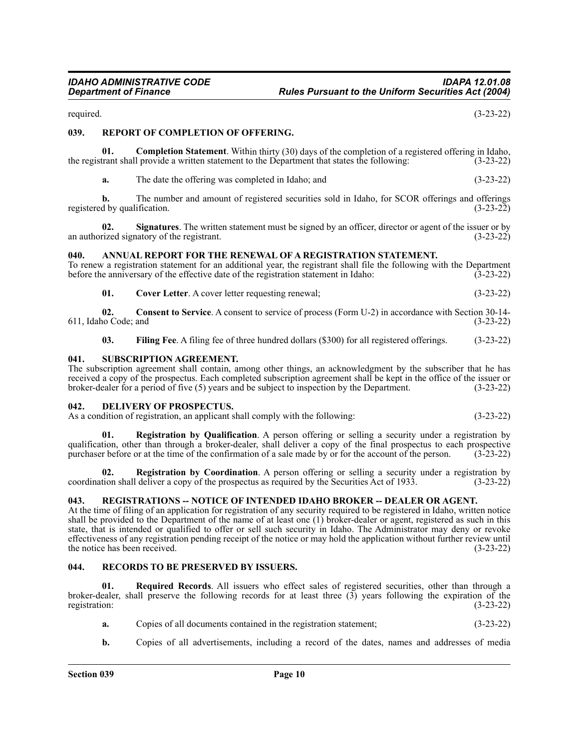required. (3-23-22)

### 039. REPORT OF COMPLETION OF OFFERING.

**01. Completion Statement**. Within thirty (30) days of the completion of a registered offering in Idaho, the registrant shall provide a written statement to the Department that states the following: (3-23-22)

**a.** The date the offering was completed in Idaho; and (3-23-22)

**b.** The number and amount of registered securities sold in Idaho, for SCOR offerings and offerings registered by qualification. (3-23-22)

**02. Signatures**. The written statement must be signed by an officer, director or agent of the issuer or by an authorized signatory of the registrant. (3-23-22)

### 040. ANNUAL REPORT FOR THE RENEWAL OF A REGISTRATION STATEMENT.

To renew a registration statement for an additional year, the registrant shall file the following with the Department before the anniversary of the effective date of the registration statement in Idaho: (3-23-22)

**01. Cover Letter**. A cover letter requesting renewal; (3-23-22)

**02. Consent to Service**. A consent to service of process (Form U-2) in accordance with Section 30-14-611, Idaho Code; and (3-23-22)

**03. Filing Fee**. A filing fee of three hundred dollars ($300) for all registered offerings. (3-23-22)

### 041. SUBSCRIPTION AGREEMENT.

The subscription agreement shall contain, among other things, an acknowledgment by the subscriber that he has received a copy of the prospectus. Each completed subscription agreement shall be kept in the office of the issuer or broker-dealer for a period of five (5) years and be subject to inspection by the Department. (3-23-22)

### 042. DELIVERY OF PROSPECTUS.

As a condition of registration, an applicant shall comply with the following: (3-23-22)

**01. Registration by Qualification**. A person offering or selling a security under a registration by qualification, other than through a broker-dealer, shall deliver a copy of the final prospectus to each prospective purchaser before or at the time of the confirmation of a sale made by or for the account of the person. (3-23-22)

**02. Registration by Coordination**. A person offering or selling a security under a registration by coordination shall deliver a copy of the prospectus as required by the Securities Act of 1933. (3-23-22)

### 043. REGISTRATIONS -- NOTICE OF INTENDED IDAHO BROKER -- DEALER OR AGENT.

At the time of filing of an application for registration of any security required to be registered in Idaho, written notice shall be provided to the Department of the name of at least one (1) broker-dealer or agent, registered as such in this state, that is intended or qualified to offer or sell such security in Idaho. The Administrator may deny or revoke effectiveness of any registration pending receipt of the notice or may hold the application without further review until the notice has been received. (3-23-22)

### 044. RECORDS TO BE PRESERVED BY ISSUERS.

**01. Required Records**. All issuers who effect sales of registered securities, other than through a broker-dealer, shall preserve the following records for at least three (3) years following the expiration of the registration: (3-23-22)

**a.** Copies of all documents contained in the registration statement; (3-23-22)

**b.** Copies of all advertisements, including a record of the dates, names and addresses of media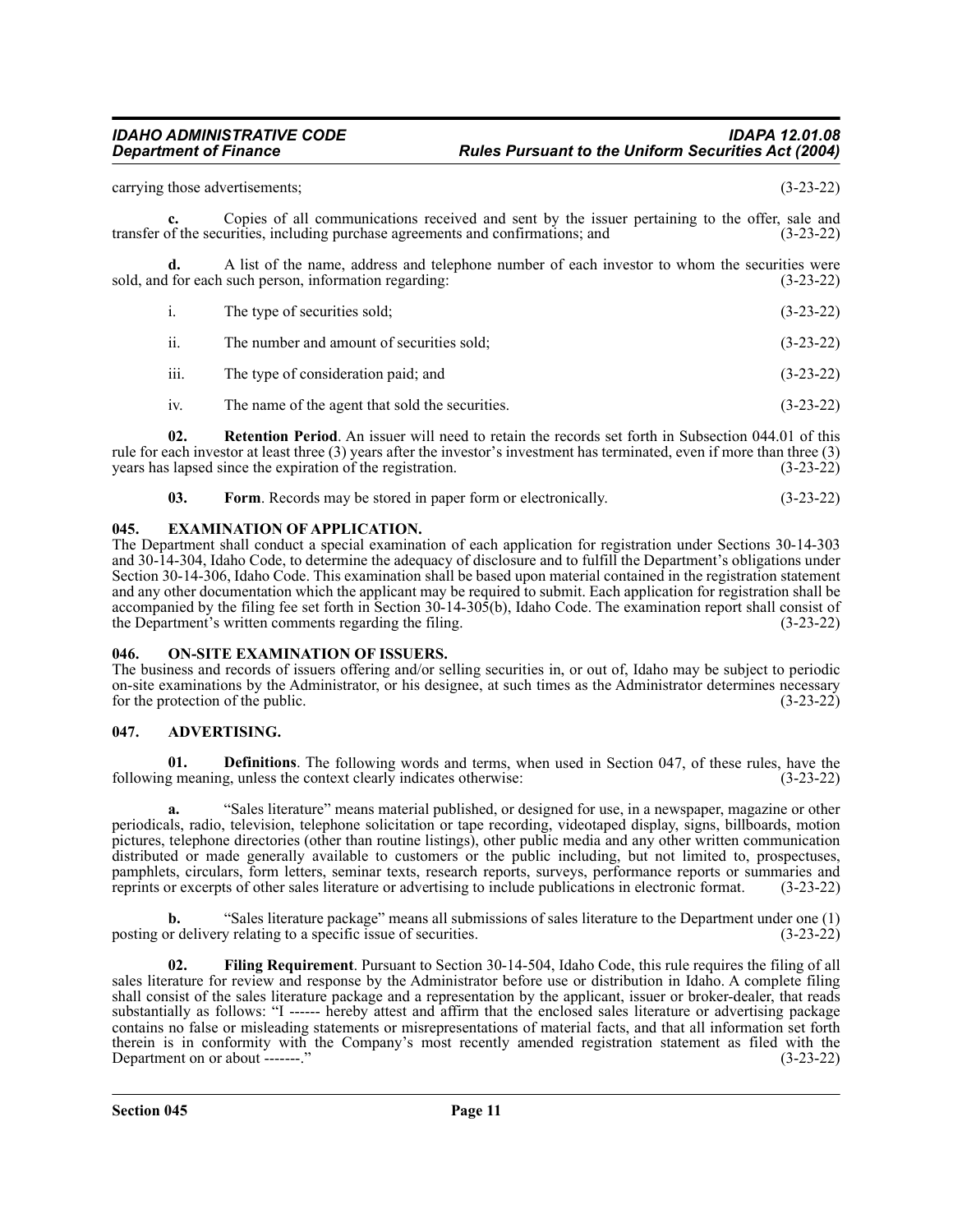carrying those advertisements; (3-23-22)

**c.** Copies of all communications received and sent by the issuer pertaining to the offer, sale and transfer of the securities, including purchase agreements and confirmations; and (3-23-22)

**d.** A list of the name, address and telephone number of each investor to whom the securities were sold, and for each such person, information regarding: (3-23-22)

i. The type of securities sold; (3-23-22)

ii. The number and amount of securities sold; (3-23-22)

iii. The type of consideration paid; and (3-23-22)

iv. The name of the agent that sold the securities. (3-23-22)

**02. Retention Period**. An issuer will need to retain the records set forth in Subsection 044.01 of this rule for each investor at least three (3) years after the investor's investment has terminated, even if more than three (3) years has lapsed since the expiration of the registration. (3-23-22)

**03. Form**. Records may be stored in paper form or electronically. (3-23-22)

### 045. EXAMINATION OF APPLICATION.

The Department shall conduct a special examination of each application for registration under Sections 30-14-303 and 30-14-304, Idaho Code, to determine the adequacy of disclosure and to fulfill the Department's obligations under Section 30-14-306, Idaho Code. This examination shall be based upon material contained in the registration statement and any other documentation which the applicant may be required to submit. Each application for registration shall be accompanied by the filing fee set forth in Section 30-14-305(b), Idaho Code. The examination report shall consist of the Department's written comments regarding the filing. (3-23-22)

### 046. ON-SITE EXAMINATION OF ISSUERS.

The business and records of issuers offering and/or selling securities in, or out of, Idaho may be subject to periodic on-site examinations by the Administrator, or his designee, at such times as the Administrator determines necessary for the protection of the public. (3-23-22)

### 047. ADVERTISING.

**01. Definitions**. The following words and terms, when used in Section 047, of these rules, have the following meaning, unless the context clearly indicates otherwise: (3-23-22)

**a.** "Sales literature" means material published, or designed for use, in a newspaper, magazine or other periodicals, radio, television, telephone solicitation or tape recording, videotaped display, signs, billboards, motion pictures, telephone directories (other than routine listings), other public media and any other written communication distributed or made generally available to customers or the public including, but not limited to, prospectuses, pamphlets, circulars, form letters, seminar texts, research reports, surveys, performance reports or summaries and reprints or excerpts of other sales literature or advertising to include publications in electronic format. (3-23-22)

**b.** "Sales literature package" means all submissions of sales literature to the Department under one (1) posting or delivery relating to a specific issue of securities. (3-23-22)

**02. Filing Requirement**. Pursuant to Section 30-14-504, Idaho Code, this rule requires the filing of all sales literature for review and response by the Administrator before use or distribution in Idaho. A complete filing shall consist of the sales literature package and a representation by the applicant, issuer or broker-dealer, that reads substantially as follows: "I ------ hereby attest and affirm that the enclosed sales literature or advertising package contains no false or misleading statements or misrepresentations of material facts, and that all information set forth therein is in conformity with the Company's most recently amended registration statement as filed with the Department on or about -------." (3-23-22)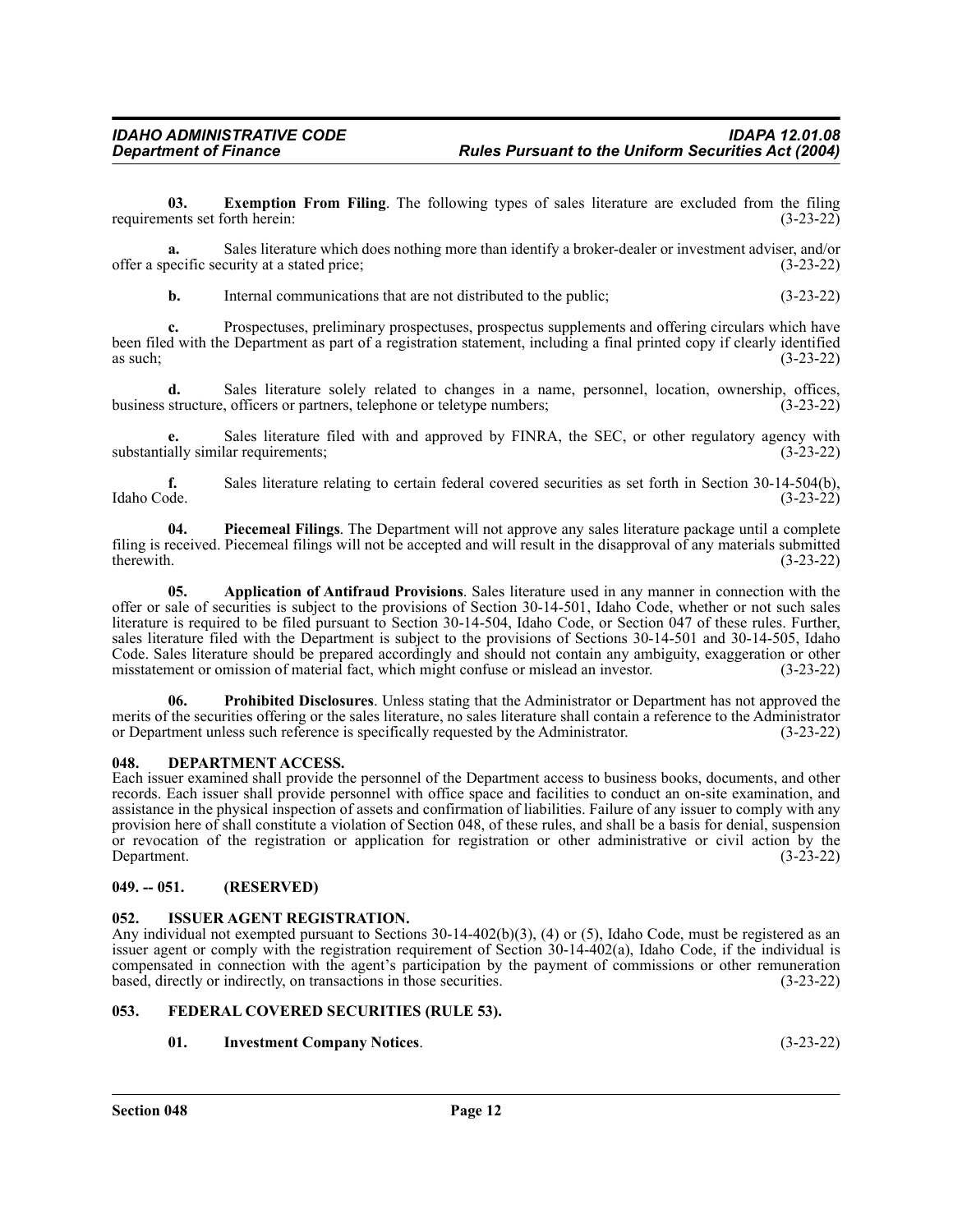**03. Exemption From Filing**. The following types of sales literature are excluded from the filing requirements set forth herein: (3-23-22)

**a.** Sales literature which does nothing more than identify a broker-dealer or investment adviser, and/or offer a specific security at a stated price; (3-23-22)

**b.** Internal communications that are not distributed to the public; (3-23-22)

**c.** Prospectuses, preliminary prospectuses, prospectus supplements and offering circulars which have been filed with the Department as part of a registration statement, including a final printed copy if clearly identified as such; (3-23-22)

**d.** Sales literature solely related to changes in a name, personnel, location, ownership, offices, business structure, officers or partners, telephone or teletype numbers; (3-23-22)

**e.** Sales literature filed with and approved by FINRA, the SEC, or other regulatory agency with substantially similar requirements; (3-23-22)

**f.** Sales literature relating to certain federal covered securities as set forth in Section 30-14-504(b), Idaho Code. (3-23-22)

**04. Piecemeal Filings**. The Department will not approve any sales literature package until a complete filing is received. Piecemeal filings will not be accepted and will result in the disapproval of any materials submitted therewith. (3-23-22)

**05. Application of Antifraud Provisions**. Sales literature used in any manner in connection with the offer or sale of securities is subject to the provisions of Section 30-14-501, Idaho Code, whether or not such sales literature is required to be filed pursuant to Section 30-14-504, Idaho Code, or Section 047 of these rules. Further, sales literature filed with the Department is subject to the provisions of Sections 30-14-501 and 30-14-505, Idaho Code. Sales literature should be prepared accordingly and should not contain any ambiguity, exaggeration or other misstatement or omission of material fact, which might confuse or mislead an investor. (3-23-22)

**06. Prohibited Disclosures**. Unless stating that the Administrator or Department has not approved the merits of the securities offering or the sales literature, no sales literature shall contain a reference to the Administrator or Department unless such reference is specifically requested by the Administrator. (3-23-22)

## 048. DEPARTMENT ACCESS.

Each issuer examined shall provide the personnel of the Department access to business books, documents, and other records. Each issuer shall provide personnel with office space and facilities to conduct an on-site examination, and assistance in the physical inspection of assets and confirmation of liabilities. Failure of any issuer to comply with any provision here of shall constitute a violation of Section 048, of these rules, and shall be a basis for denial, suspension or revocation of the registration or application for registration or other administrative or civil action by the Department. (3-23-22)

## 049. -- 051. (RESERVED)

## 052. ISSUER AGENT REGISTRATION.

Any individual not exempted pursuant to Sections 30-14-402(b)(3), (4) or (5), Idaho Code, must be registered as an issuer agent or comply with the registration requirement of Section 30-14-402(a), Idaho Code, if the individual is compensated in connection with the agent's participation by the payment of commissions or other remuneration based, directly or indirectly, on transactions in those securities. (3-23-22)

## 053. FEDERAL COVERED SECURITIES (RULE 53).

**01. Investment Company Notices**. (3-23-22)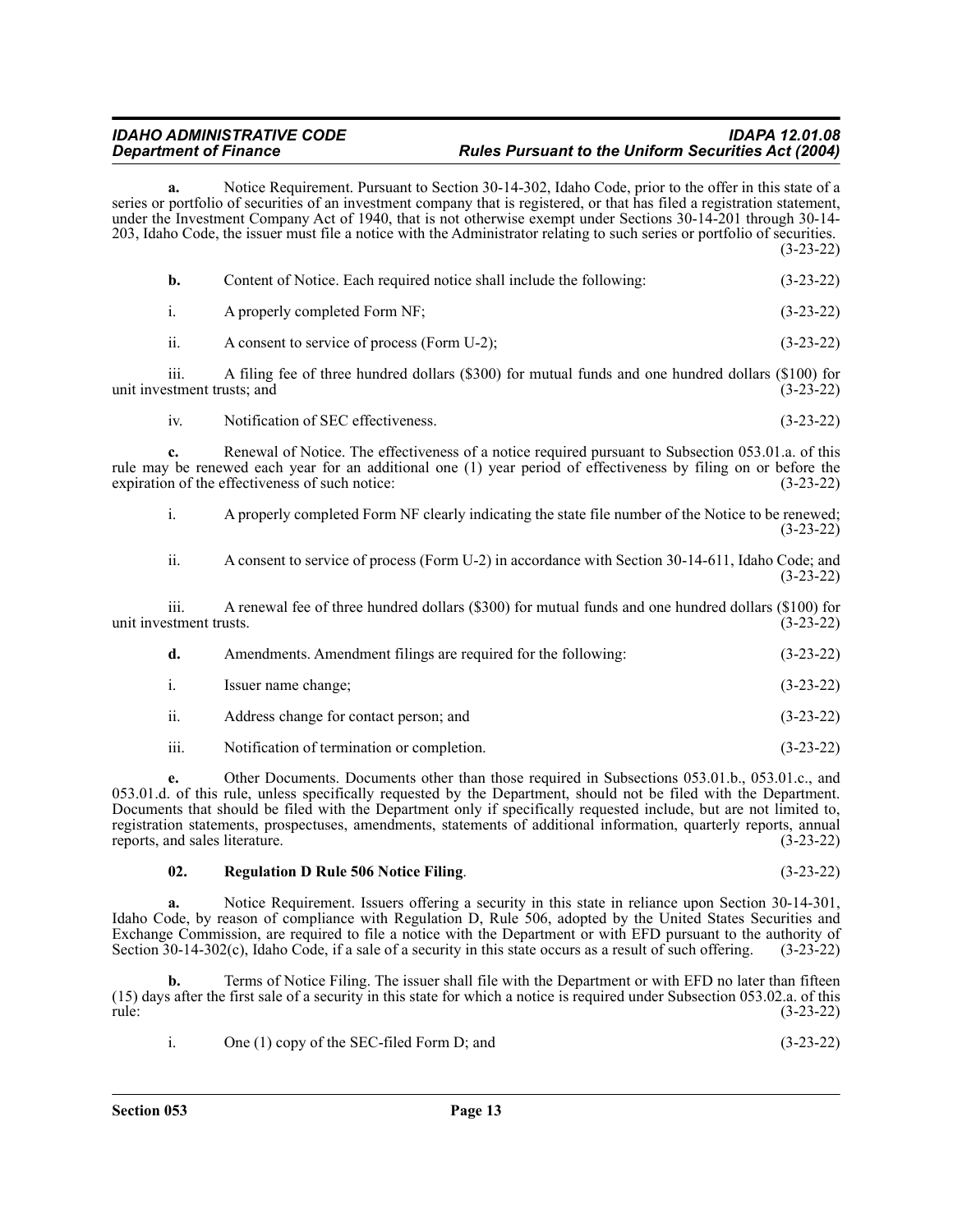**a.** Notice Requirement. Pursuant to Section 30-14-302, Idaho Code, prior to the offer in this state of a series or portfolio of securities of an investment company that is registered, or that has filed a registration statement, under the Investment Company Act of 1940, that is not otherwise exempt under Sections 30-14-201 through 30-14-203, Idaho Code, the issuer must file a notice with the Administrator relating to such series or portfolio of securities. (3-23-22)

**b.** Content of Notice. Each required notice shall include the following: (3-23-22)

i. A properly completed Form NF; (3-23-22)

ii. A consent to service of process (Form U-2); (3-23-22)

iii. A filing fee of three hundred dollars ($300) for mutual funds and one hundred dollars ($100) for unit investment trusts; and (3-23-22)

iv. Notification of SEC effectiveness. (3-23-22)

**c.** Renewal of Notice. The effectiveness of a notice required pursuant to Subsection 053.01.a. of this rule may be renewed each year for an additional one (1) year period of effectiveness by filing on or before the expiration of the effectiveness of such notice: (3-23-22)

i. A properly completed Form NF clearly indicating the state file number of the Notice to be renewed; (3-23-22)

ii. A consent to service of process (Form U-2) in accordance with Section 30-14-611, Idaho Code; and (3-23-22)

iii. A renewal fee of three hundred dollars ($300) for mutual funds and one hundred dollars ($100) for unit investment trusts. (3-23-22)

**d.** Amendments. Amendment filings are required for the following: (3-23-22)

i. Issuer name change; (3-23-22)

ii. Address change for contact person; and (3-23-22)

iii. Notification of termination or completion. (3-23-22)

**e.** Other Documents. Documents other than those required in Subsections 053.01.b., 053.01.c., and 053.01.d. of this rule, unless specifically requested by the Department, should not be filed with the Department. Documents that should be filed with the Department only if specifically requested include, but are not limited to, registration statements, prospectuses, amendments, statements of additional information, quarterly reports, annual reports, and sales literature. (3-23-22)

**02. Regulation D Rule 506 Notice Filing**. (3-23-22)

**a.** Notice Requirement. Issuers offering a security in this state in reliance upon Section 30-14-301, Idaho Code, by reason of compliance with Regulation D, Rule 506, adopted by the United States Securities and Exchange Commission, are required to file a notice with the Department or with EFD pursuant to the authority of Section 30-14-302(c), Idaho Code, if a sale of a security in this state occurs as a result of such offering. (3-23-22)

**b.** Terms of Notice Filing. The issuer shall file with the Department or with EFD no later than fifteen (15) days after the first sale of a security in this state for which a notice is required under Subsection 053.02.a. of this rule: (3-23-22)

i. One (1) copy of the SEC-filed Form D; and (3-23-22)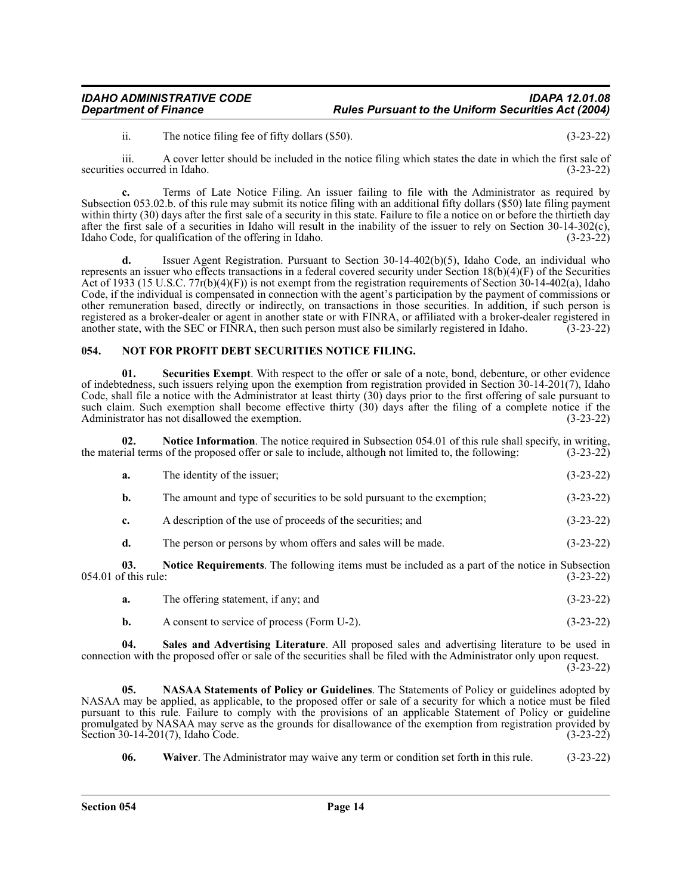ii. The notice filing fee of fifty dollars ($50). (3-23-22)

iii. A cover letter should be included in the notice filing which states the date in which the first sale of securities occurred in Idaho. (3-23-22)

**c.** Terms of Late Notice Filing. An issuer failing to file with the Administrator as required by Subsection 053.02.b. of this rule may submit its notice filing with an additional fifty dollars ($50) late filing payment within thirty (30) days after the first sale of a security in this state. Failure to file a notice on or before the thirtieth day after the first sale of a securities in Idaho will result in the inability of the issuer to rely on Section 30-14-302(c), Idaho Code, for qualification of the offering in Idaho. (3-23-22)

**d.** Issuer Agent Registration. Pursuant to Section 30-14-402(b)(5), Idaho Code, an individual who represents an issuer who effects transactions in a federal covered security under Section 18(b)(4)(F) of the Securities Act of 1933 (15 U.S.C. 77r(b)(4)(F)) is not exempt from the registration requirements of Section 30-14-402(a), Idaho Code, if the individual is compensated in connection with the agent's participation by the payment of commissions or other remuneration based, directly or indirectly, on transactions in those securities. In addition, if such person is registered as a broker-dealer or agent in another state or with FINRA, or affiliated with a broker-dealer registered in another state, with the SEC or FINRA, then such person must also be similarly registered in Idaho. (3-23-22)

## 054. NOT FOR PROFIT DEBT SECURITIES NOTICE FILING.

**01. Securities Exempt**. With respect to the offer or sale of a note, bond, debenture, or other evidence of indebtedness, such issuers relying upon the exemption from registration provided in Section 30-14-201(7), Idaho Code, shall file a notice with the Administrator at least thirty (30) days prior to the first offering of sale pursuant to such claim. Such exemption shall become effective thirty (30) days after the filing of a complete notice if the Administrator has not disallowed the exemption. (3-23-22)

**02. Notice Information**. The notice required in Subsection 054.01 of this rule shall specify, in writing, the material terms of the proposed offer or sale to include, although not limited to, the following: (3-23-22)

**a.** The identity of the issuer; (3-23-22)

**b.** The amount and type of securities to be sold pursuant to the exemption; (3-23-22)

**c.** A description of the use of proceeds of the securities; and (3-23-22)

**d.** The person or persons by whom offers and sales will be made. (3-23-22)

**03. Notice Requirements**. The following items must be included as a part of the notice in Subsection 054.01 of this rule: (3-23-22)

**a.** The offering statement, if any; and (3-23-22)

**b.** A consent to service of process (Form U-2). (3-23-22)

**04. Sales and Advertising Literature**. All proposed sales and advertising literature to be used in connection with the proposed offer or sale of the securities shall be filed with the Administrator only upon request. (3-23-22)

**05. NASAA Statements of Policy or Guidelines**. The Statements of Policy or guidelines adopted by NASAA may be applied, as applicable, to the proposed offer or sale of a security for which a notice must be filed pursuant to this rule. Failure to comply with the provisions of an applicable Statement of Policy or guideline promulgated by NASAA may serve as the grounds for disallowance of the exemption from registration provided by Section 30-14-201(7), Idaho Code. (3-23-22)

**06. Waiver**. The Administrator may waive any term or condition set forth in this rule. (3-23-22)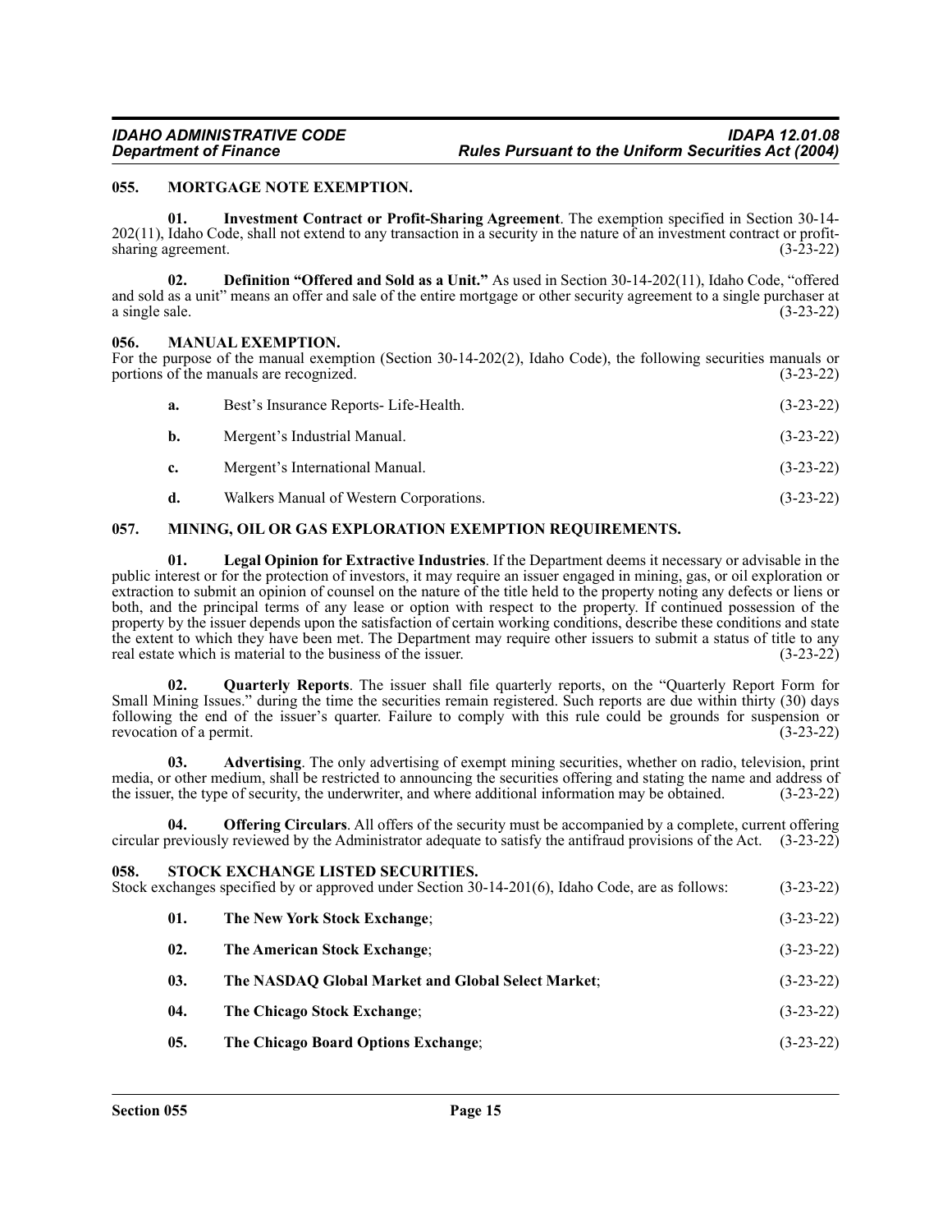### 055. MORTGAGE NOTE EXEMPTION.

**01. Investment Contract or Profit-Sharing Agreement**. The exemption specified in Section 30-14-202(11), Idaho Code, shall not extend to any transaction in a security in the nature of an investment contract or profit-sharing agreement. (3-23-22)

**02. Definition "Offered and Sold as a Unit."** As used in Section 30-14-202(11), Idaho Code, "offered and sold as a unit" means an offer and sale of the entire mortgage or other security agreement to a single purchaser at a single sale. (3-23-22)

### 056. MANUAL EXEMPTION.

For the purpose of the manual exemption (Section 30-14-202(2), Idaho Code), the following securities manuals or portions of the manuals are recognized. (3-23-22)

**a.** Best's Insurance Reports- Life-Health. (3-23-22)

**b.** Mergent's Industrial Manual. (3-23-22)

**c.** Mergent's International Manual. (3-23-22)

**d.** Walkers Manual of Western Corporations. (3-23-22)

### 057. MINING, OIL OR GAS EXPLORATION EXEMPTION REQUIREMENTS.

**01. Legal Opinion for Extractive Industries**. If the Department deems it necessary or advisable in the public interest or for the protection of investors, it may require an issuer engaged in mining, gas, or oil exploration or extraction to submit an opinion of counsel on the nature of the title held to the property noting any defects or liens or both, and the principal terms of any lease or option with respect to the property. If continued possession of the property by the issuer depends upon the satisfaction of certain working conditions, describe these conditions and state the extent to which they have been met. The Department may require other issuers to submit a status of title to any real estate which is material to the business of the issuer. (3-23-22)

**02. Quarterly Reports**. The issuer shall file quarterly reports, on the "Quarterly Report Form for Small Mining Issues." during the time the securities remain registered. Such reports are due within thirty (30) days following the end of the issuer's quarter. Failure to comply with this rule could be grounds for suspension or revocation of a permit. (3-23-22)

**03. Advertising**. The only advertising of exempt mining securities, whether on radio, television, print media, or other medium, shall be restricted to announcing the securities offering and stating the name and address of the issuer, the type of security, the underwriter, and where additional information may be obtained. (3-23-22)

**04. Offering Circulars**. All offers of the security must be accompanied by a complete, current offering circular previously reviewed by the Administrator adequate to satisfy the antifraud provisions of the Act. (3-23-22)

### 058. STOCK EXCHANGE LISTED SECURITIES.

Stock exchanges specified by or approved under Section 30-14-201(6), Idaho Code, are as follows: (3-23-22)

**01. The New York Stock Exchange**; (3-23-22)

**02. The American Stock Exchange**; (3-23-22)

**03. The NASDAQ Global Market and Global Select Market**; (3-23-22)

**04. The Chicago Stock Exchange**; (3-23-22)

**05. The Chicago Board Options Exchange**; (3-23-22)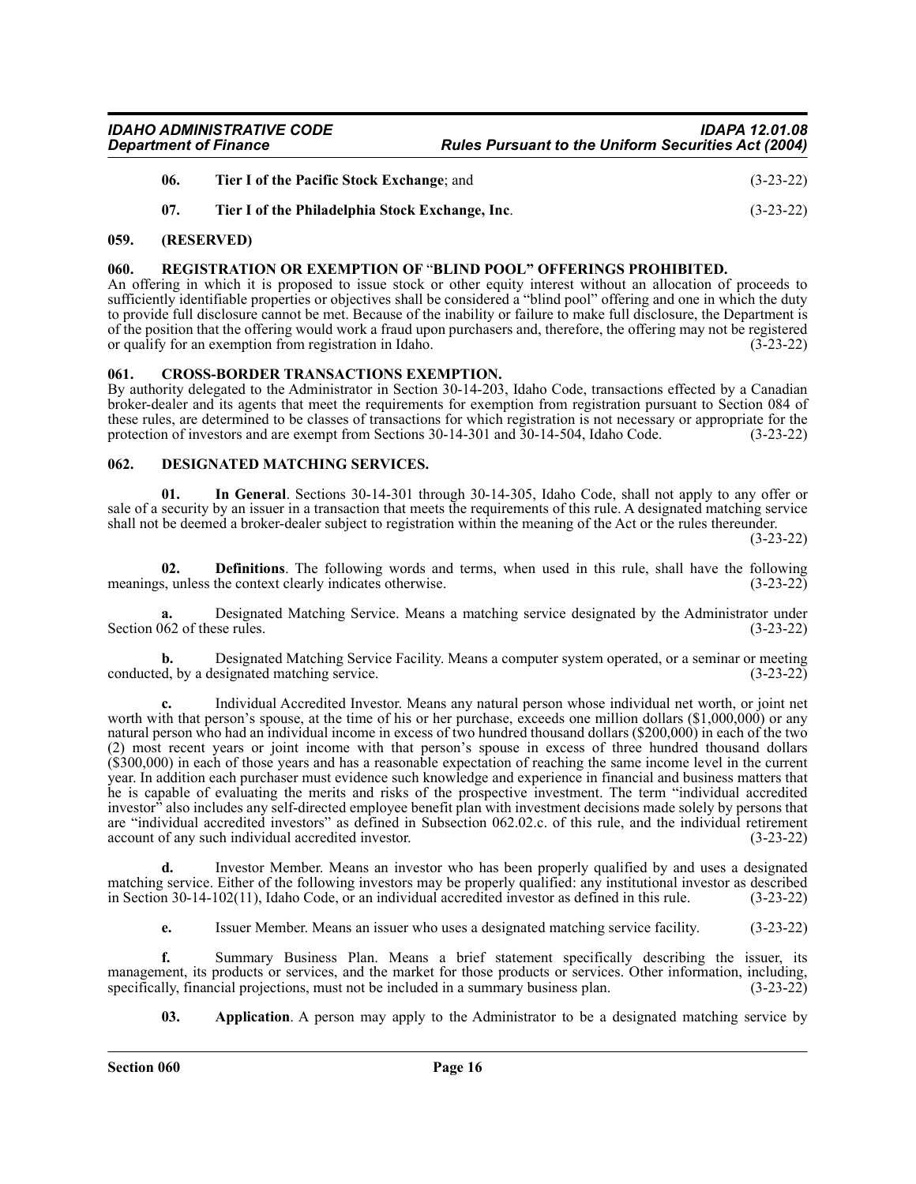**06. Tier I of the Pacific Stock Exchange**; and (3-23-22)

**07. Tier I of the Philadelphia Stock Exchange, Inc**. (3-23-22)

## 059. (RESERVED)

## 060. REGISTRATION OR EXEMPTION OF "BLIND POOL" OFFERINGS PROHIBITED.

An offering in which it is proposed to issue stock or other equity interest without an allocation of proceeds to sufficiently identifiable properties or objectives shall be considered a "blind pool" offering and one in which the duty to provide full disclosure cannot be met. Because of the inability or failure to make full disclosure, the Department is of the position that the offering would work a fraud upon purchasers and, therefore, the offering may not be registered or qualify for an exemption from registration in Idaho. (3-23-22)

## 061. CROSS-BORDER TRANSACTIONS EXEMPTION.

By authority delegated to the Administrator in Section 30-14-203, Idaho Code, transactions effected by a Canadian broker-dealer and its agents that meet the requirements for exemption from registration pursuant to Section 084 of these rules, are determined to be classes of transactions for which registration is not necessary or appropriate for the protection of investors and are exempt from Sections 30-14-301 and 30-14-504, Idaho Code. (3-23-22)

## 062. DESIGNATED MATCHING SERVICES.

**01. In General**. Sections 30-14-301 through 30-14-305, Idaho Code, shall not apply to any offer or sale of a security by an issuer in a transaction that meets the requirements of this rule. A designated matching service shall not be deemed a broker-dealer subject to registration within the meaning of the Act or the rules thereunder. (3-23-22)

**02. Definitions**. The following words and terms, when used in this rule, shall have the following meanings, unless the context clearly indicates otherwise. (3-23-22)

**a.** Designated Matching Service. Means a matching service designated by the Administrator under Section 062 of these rules. (3-23-22)

**b.** Designated Matching Service Facility. Means a computer system operated, or a seminar or meeting conducted, by a designated matching service. (3-23-22)

**c.** Individual Accredited Investor. Means any natural person whose individual net worth, or joint net worth with that person's spouse, at the time of his or her purchase, exceeds one million dollars ($1,000,000) or any natural person who had an individual income in excess of two hundred thousand dollars ($200,000) in each of the two (2) most recent years or joint income with that person's spouse in excess of three hundred thousand dollars ($300,000) in each of those years and has a reasonable expectation of reaching the same income level in the current year. In addition each purchaser must evidence such knowledge and experience in financial and business matters that he is capable of evaluating the merits and risks of the prospective investment. The term "individual accredited investor" also includes any self-directed employee benefit plan with investment decisions made solely by persons that are "individual accredited investors" as defined in Subsection 062.02.c. of this rule, and the individual retirement account of any such individual accredited investor. (3-23-22)

**d.** Investor Member. Means an investor who has been properly qualified by and uses a designated matching service. Either of the following investors may be properly qualified: any institutional investor as described in Section 30-14-102(11), Idaho Code, or an individual accredited investor as defined in this rule. (3-23-22)

**e.** Issuer Member. Means an issuer who uses a designated matching service facility. (3-23-22)

**f.** Summary Business Plan. Means a brief statement specifically describing the issuer, its management, its products or services, and the market for those products or services. Other information, including, specifically, financial projections, must not be included in a summary business plan. (3-23-22)

**03. Application**. A person may apply to the Administrator to be a designated matching service by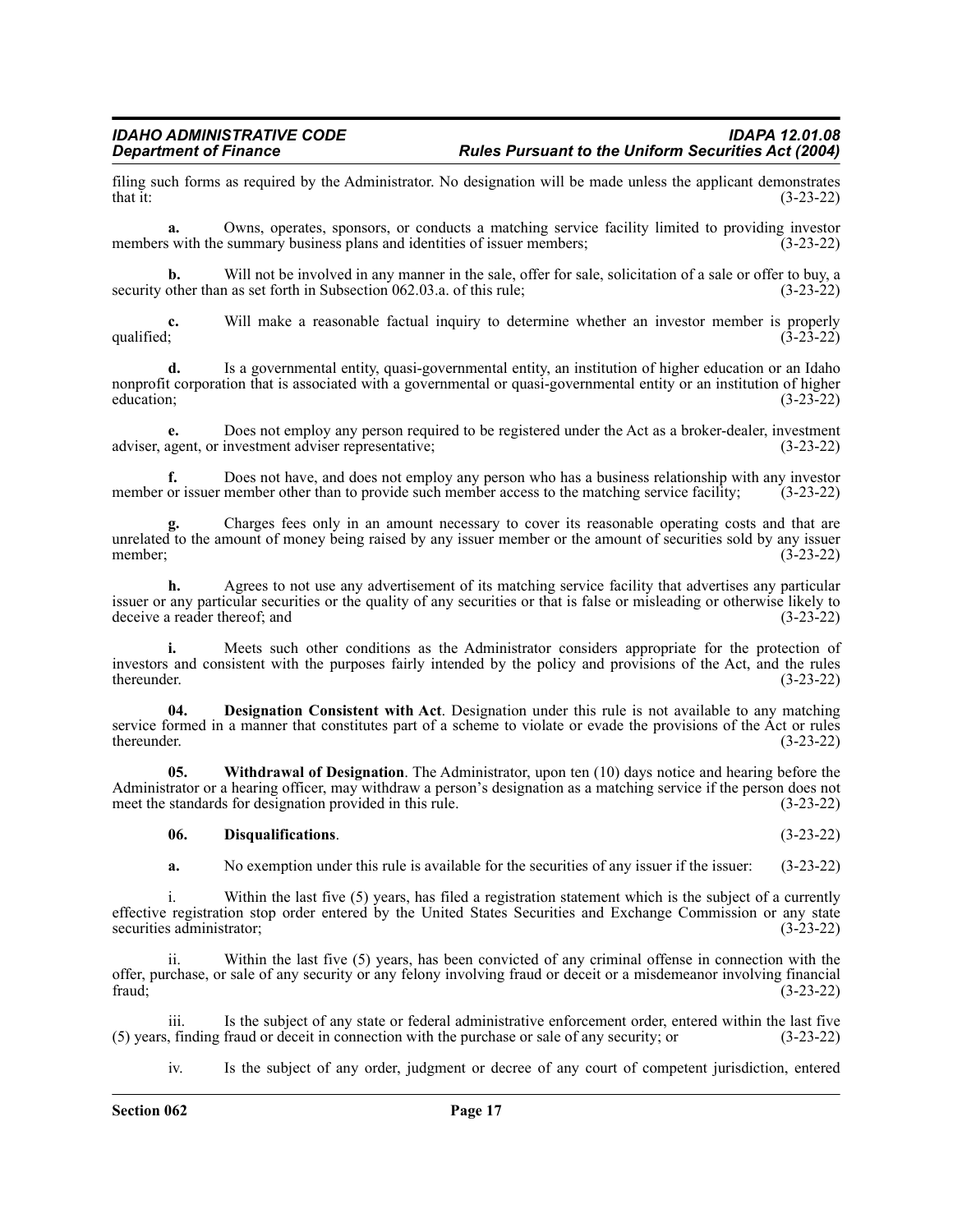filing such forms as required by the Administrator. No designation will be made unless the applicant demonstrates that it: (3-23-22)

**a.** Owns, operates, sponsors, or conducts a matching service facility limited to providing investor members with the summary business plans and identities of issuer members; (3-23-22)

**b.** Will not be involved in any manner in the sale, offer for sale, solicitation of a sale or offer to buy, a security other than as set forth in Subsection 062.03.a. of this rule; (3-23-22)

**c.** Will make a reasonable factual inquiry to determine whether an investor member is properly qualified; (3-23-22)

**d.** Is a governmental entity, quasi-governmental entity, an institution of higher education or an Idaho nonprofit corporation that is associated with a governmental or quasi-governmental entity or an institution of higher education; (3-23-22)

**e.** Does not employ any person required to be registered under the Act as a broker-dealer, investment adviser, agent, or investment adviser representative; (3-23-22)

**f.** Does not have, and does not employ any person who has a business relationship with any investor member or issuer member other than to provide such member access to the matching service facility; (3-23-22)

**g.** Charges fees only in an amount necessary to cover its reasonable operating costs and that are unrelated to the amount of money being raised by any issuer member or the amount of securities sold by any issuer member; (3-23-22)

**h.** Agrees to not use any advertisement of its matching service facility that advertises any particular issuer or any particular securities or the quality of any securities or that is false or misleading or otherwise likely to deceive a reader thereof; and (3-23-22)

**i.** Meets such other conditions as the Administrator considers appropriate for the protection of investors and consistent with the purposes fairly intended by the policy and provisions of the Act, and the rules thereunder. (3-23-22)

**04. Designation Consistent with Act**. Designation under this rule is not available to any matching service formed in a manner that constitutes part of a scheme to violate or evade the provisions of the Act or rules thereunder. (3-23-22)

**05. Withdrawal of Designation**. The Administrator, upon ten (10) days notice and hearing before the Administrator or a hearing officer, may withdraw a person's designation as a matching service if the person does not meet the standards for designation provided in this rule. (3-23-22)

**06. Disqualifications**. (3-23-22)

**a.** No exemption under this rule is available for the securities of any issuer if the issuer: (3-23-22)

i. Within the last five (5) years, has filed a registration statement which is the subject of a currently effective registration stop order entered by the United States Securities and Exchange Commission or any state securities administrator; (3-23-22)

ii. Within the last five (5) years, has been convicted of any criminal offense in connection with the offer, purchase, or sale of any security or any felony involving fraud or deceit or a misdemeanor involving financial fraud; (3-23-22)

iii. Is the subject of any state or federal administrative enforcement order, entered within the last five (5) years, finding fraud or deceit in connection with the purchase or sale of any security; or (3-23-22)

iv. Is the subject of any order, judgment or decree of any court of competent jurisdiction, entered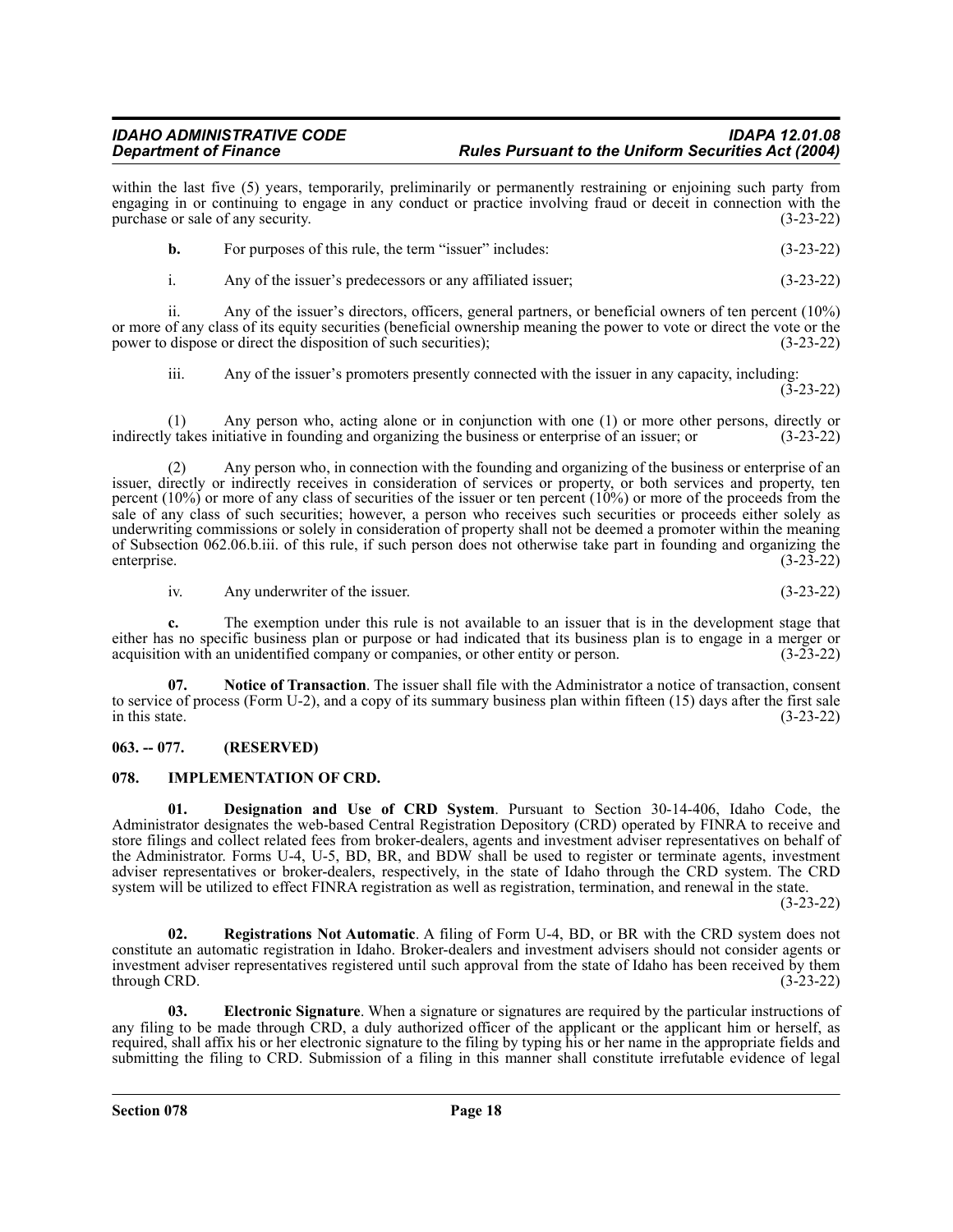within the last five (5) years, temporarily, preliminarily or permanently restraining or enjoining such party from engaging in or continuing to engage in any conduct or practice involving fraud or deceit in connection with the purchase or sale of any security. (3-23-22)

**b.** For purposes of this rule, the term "issuer" includes: (3-23-22)

i. Any of the issuer's predecessors or any affiliated issuer; (3-23-22)

ii. Any of the issuer's directors, officers, general partners, or beneficial owners of ten percent (10%) or more of any class of its equity securities (beneficial ownership meaning the power to vote or direct the vote or the power to dispose or direct the disposition of such securities); (3-23-22)

iii. Any of the issuer's promoters presently connected with the issuer in any capacity, including: (3-23-22)

(1) Any person who, acting alone or in conjunction with one (1) or more other persons, directly or indirectly takes initiative in founding and organizing the business or enterprise of an issuer; or (3-23-22)

(2) Any person who, in connection with the founding and organizing of the business or enterprise of an issuer, directly or indirectly receives in consideration of services or property, or both services and property, ten percent (10%) or more of any class of securities of the issuer or ten percent (10%) or more of the proceeds from the sale of any class of such securities; however, a person who receives such securities or proceeds either solely as underwriting commissions or solely in consideration of property shall not be deemed a promoter within the meaning of Subsection 062.06.b.iii. of this rule, if such person does not otherwise take part in founding and organizing the enterprise. (3-23-22)

iv. Any underwriter of the issuer. (3-23-22)

**c.** The exemption under this rule is not available to an issuer that is in the development stage that either has no specific business plan or purpose or had indicated that its business plan is to engage in a merger or acquisition with an unidentified company or companies, or other entity or person. (3-23-22)

**07. Notice of Transaction**. The issuer shall file with the Administrator a notice of transaction, consent to service of process (Form U-2), and a copy of its summary business plan within fifteen (15) days after the first sale in this state. (3-23-22)

## 063. -- 077. (RESERVED)

## 078. IMPLEMENTATION OF CRD.

**01. Designation and Use of CRD System**. Pursuant to Section 30-14-406, Idaho Code, the Administrator designates the web-based Central Registration Depository (CRD) operated by FINRA to receive and store filings and collect related fees from broker-dealers, agents and investment adviser representatives on behalf of the Administrator. Forms U-4, U-5, BD, BR, and BDW shall be used to register or terminate agents, investment adviser representatives or broker-dealers, respectively, in the state of Idaho through the CRD system. The CRD system will be utilized to effect FINRA registration as well as registration, termination, and renewal in the state. (3-23-22)

**02. Registrations Not Automatic**. A filing of Form U-4, BD, or BR with the CRD system does not constitute an automatic registration in Idaho. Broker-dealers and investment advisers should not consider agents or investment adviser representatives registered until such approval from the state of Idaho has been received by them through CRD. (3-23-22)

**03. Electronic Signature**. When a signature or signatures are required by the particular instructions of any filing to be made through CRD, a duly authorized officer of the applicant or the applicant him or herself, as required, shall affix his or her electronic signature to the filing by typing his or her name in the appropriate fields and submitting the filing to CRD. Submission of a filing in this manner shall constitute irrefutable evidence of legal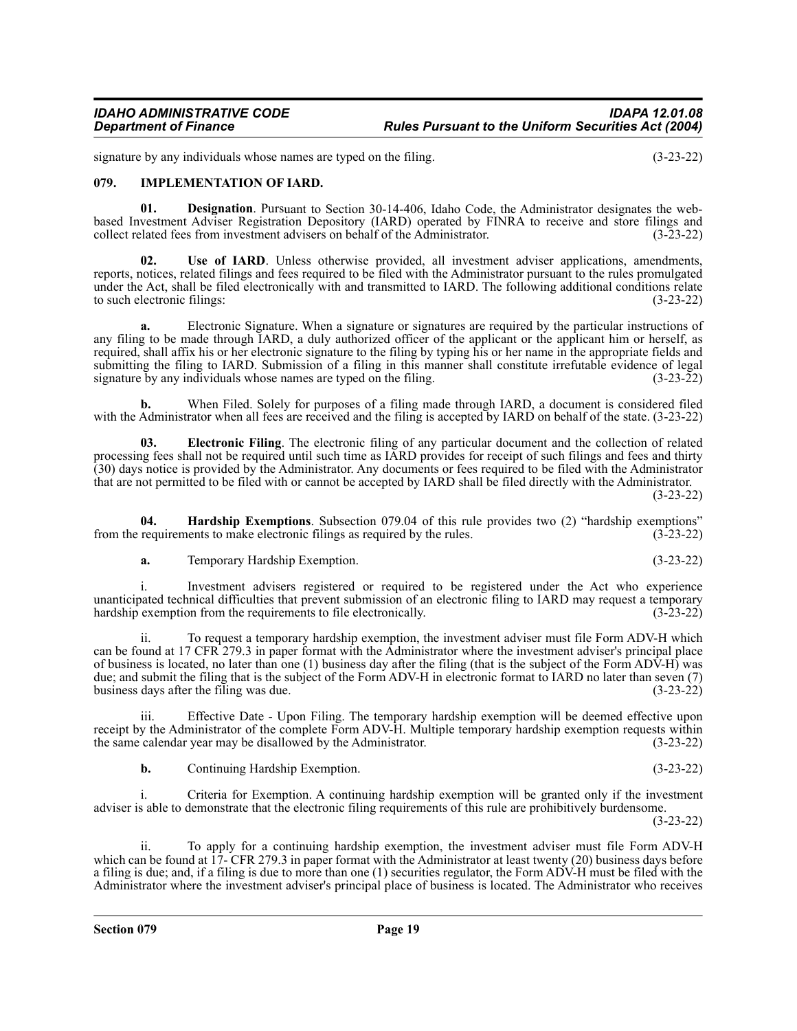signature by any individuals whose names are typed on the filing. (3-23-22)

### 079. IMPLEMENTATION OF IARD.

**01. Designation**. Pursuant to Section 30-14-406, Idaho Code, the Administrator designates the web-based Investment Adviser Registration Depository (IARD) operated by FINRA to receive and store filings and collect related fees from investment advisers on behalf of the Administrator. (3-23-22)

**02. Use of IARD**. Unless otherwise provided, all investment adviser applications, amendments, reports, notices, related filings and fees required to be filed with the Administrator pursuant to the rules promulgated under the Act, shall be filed electronically with and transmitted to IARD. The following additional conditions relate to such electronic filings: (3-23-22)

**a.** Electronic Signature. When a signature or signatures are required by the particular instructions of any filing to be made through IARD, a duly authorized officer of the applicant or the applicant him or herself, as required, shall affix his or her electronic signature to the filing by typing his or her name in the appropriate fields and submitting the filing to IARD. Submission of a filing in this manner shall constitute irrefutable evidence of legal signature by any individuals whose names are typed on the filing. (3-23-22)

**b.** When Filed. Solely for purposes of a filing made through IARD, a document is considered filed with the Administrator when all fees are received and the filing is accepted by IARD on behalf of the state. (3-23-22)

**03. Electronic Filing**. The electronic filing of any particular document and the collection of related processing fees shall not be required until such time as IARD provides for receipt of such filings and fees and thirty (30) days notice is provided by the Administrator. Any documents or fees required to be filed with the Administrator that are not permitted to be filed with or cannot be accepted by IARD shall be filed directly with the Administrator. (3-23-22)

**04. Hardship Exemptions**. Subsection 079.04 of this rule provides two (2) "hardship exemptions" from the requirements to make electronic filings as required by the rules. (3-23-22)

**a.** Temporary Hardship Exemption. (3-23-22)

i. Investment advisers registered or required to be registered under the Act who experience unanticipated technical difficulties that prevent submission of an electronic filing to IARD may request a temporary hardship exemption from the requirements to file electronically. (3-23-22)

ii. To request a temporary hardship exemption, the investment adviser must file Form ADV-H which can be found at 17 CFR 279.3 in paper format with the Administrator where the investment adviser's principal place of business is located, no later than one (1) business day after the filing (that is the subject of the Form ADV-H) was due; and submit the filing that is the subject of the Form ADV-H in electronic format to IARD no later than seven (7) business days after the filing was due. (3-23-22)

iii. Effective Date - Upon Filing. The temporary hardship exemption will be deemed effective upon receipt by the Administrator of the complete Form ADV-H. Multiple temporary hardship exemption requests within the same calendar year may be disallowed by the Administrator. (3-23-22)

**b.** Continuing Hardship Exemption. (3-23-22)

i. Criteria for Exemption. A continuing hardship exemption will be granted only if the investment adviser is able to demonstrate that the electronic filing requirements of this rule are prohibitively burdensome. (3-23-22)

ii. To apply for a continuing hardship exemption, the investment adviser must file Form ADV-H which can be found at 17- CFR 279.3 in paper format with the Administrator at least twenty (20) business days before a filing is due; and, if a filing is due to more than one (1) securities regulator, the Form ADV-H must be filed with the Administrator where the investment adviser's principal place of business is located. The Administrator who receives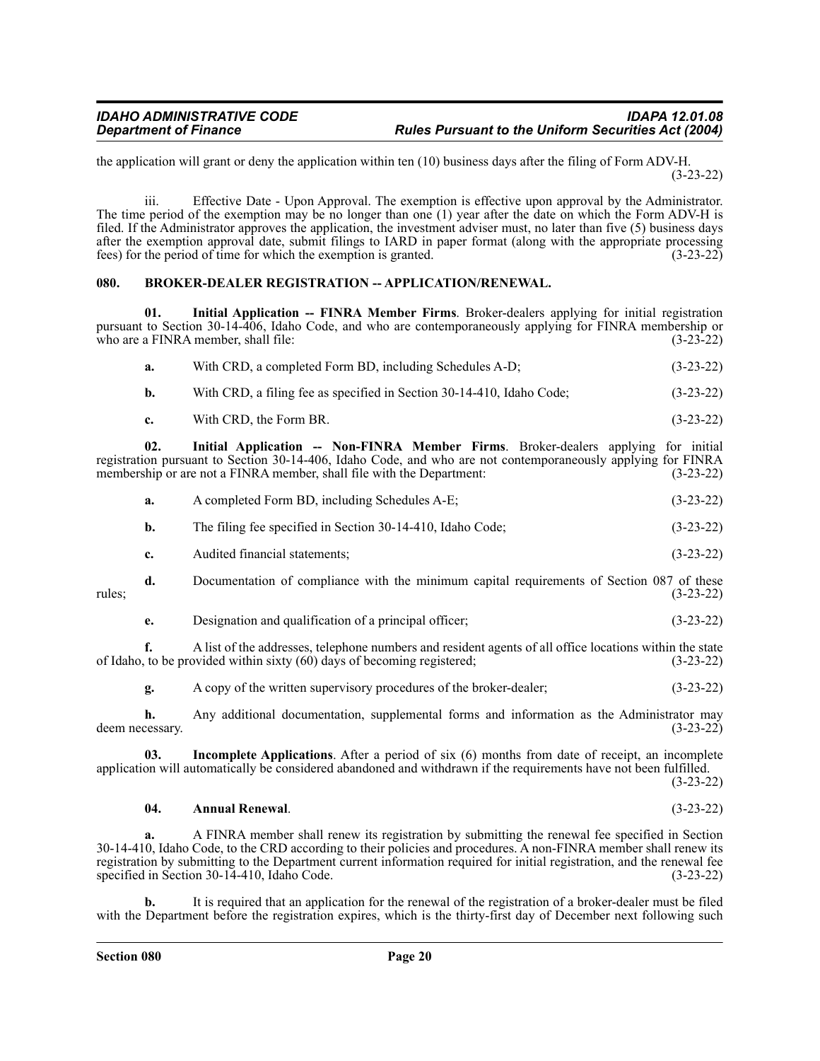the application will grant or deny the application within ten (10) business days after the filing of Form ADV-H. (3-23-22)

iii. Effective Date - Upon Approval. The exemption is effective upon approval by the Administrator. The time period of the exemption may be no longer than one (1) year after the date on which the Form ADV-H is filed. If the Administrator approves the application, the investment adviser must, no later than five (5) business days after the exemption approval date, submit filings to IARD in paper format (along with the appropriate processing fees) for the period of time for which the exemption is granted. (3-23-22)

## 080. BROKER-DEALER REGISTRATION -- APPLICATION/RENEWAL.

**01. Initial Application -- FINRA Member Firms**. Broker-dealers applying for initial registration pursuant to Section 30-14-406, Idaho Code, and who are contemporaneously applying for FINRA membership or who are a FINRA member, shall file: (3-23-22)

**a.** With CRD, a completed Form BD, including Schedules A-D; (3-23-22)

**b.** With CRD, a filing fee as specified in Section 30-14-410, Idaho Code; (3-23-22)

**c.** With CRD, the Form BR. (3-23-22)

**02. Initial Application -- Non-FINRA Member Firms**. Broker-dealers applying for initial registration pursuant to Section 30-14-406, Idaho Code, and who are not contemporaneously applying for FINRA membership or are not a FINRA member, shall file with the Department: (3-23-22)

**a.** A completed Form BD, including Schedules A-E; (3-23-22)

**b.** The filing fee specified in Section 30-14-410, Idaho Code; (3-23-22)

**c.** Audited financial statements; (3-23-22)

**d.** Documentation of compliance with the minimum capital requirements of Section 087 of these rules; (3-23-22)

**e.** Designation and qualification of a principal officer; (3-23-22)

**f.** A list of the addresses, telephone numbers and resident agents of all office locations within the state of Idaho, to be provided within sixty (60) days of becoming registered; (3-23-22)

**g.** A copy of the written supervisory procedures of the broker-dealer; (3-23-22)

**h.** Any additional documentation, supplemental forms and information as the Administrator may deem necessary. (3-23-22)

**03. Incomplete Applications**. After a period of six (6) months from date of receipt, an incomplete application will automatically be considered abandoned and withdrawn if the requirements have not been fulfilled. (3-23-22)

**04. Annual Renewal**. (3-23-22)

**a.** A FINRA member shall renew its registration by submitting the renewal fee specified in Section 30-14-410, Idaho Code, to the CRD according to their policies and procedures. A non-FINRA member shall renew its registration by submitting to the Department current information required for initial registration, and the renewal fee specified in Section 30-14-410, Idaho Code. (3-23-22)

**b.** It is required that an application for the renewal of the registration of a broker-dealer must be filed with the Department before the registration expires, which is the thirty-first day of December next following such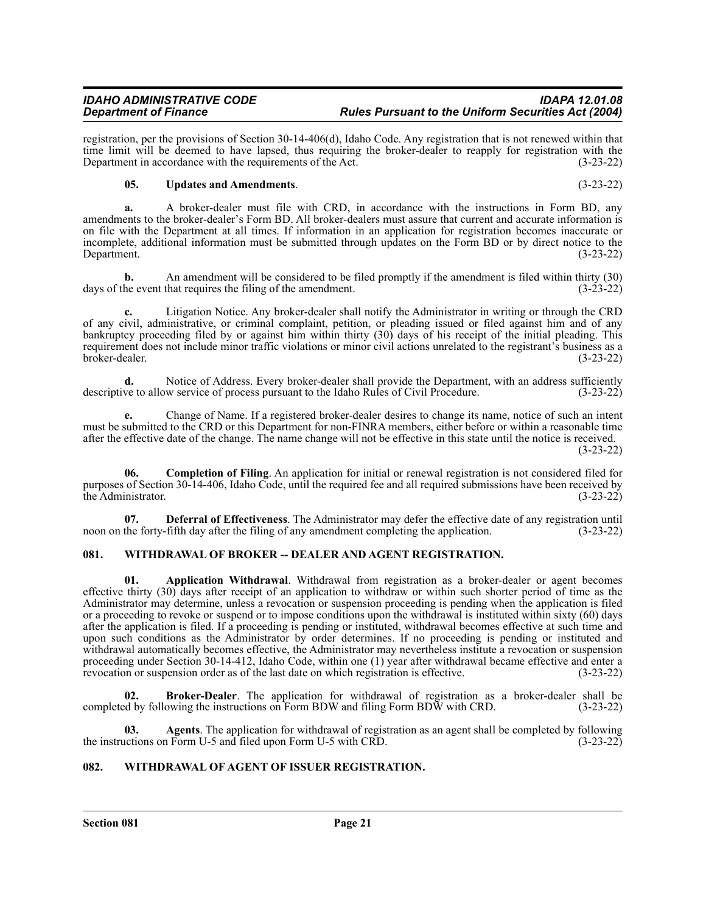registration, per the provisions of Section 30-14-406(d), Idaho Code. Any registration that is not renewed within that time limit will be deemed to have lapsed, thus requiring the broker-dealer to reapply for registration with the Department in accordance with the requirements of the Act. (3-23-22)

**05. Updates and Amendments**. (3-23-22)

**a.** A broker-dealer must file with CRD, in accordance with the instructions in Form BD, any amendments to the broker-dealer's Form BD. All broker-dealers must assure that current and accurate information is on file with the Department at all times. If information in an application for registration becomes inaccurate or incomplete, additional information must be submitted through updates on the Form BD or by direct notice to the Department. (3-23-22)

**b.** An amendment will be considered to be filed promptly if the amendment is filed within thirty (30) days of the event that requires the filing of the amendment. (3-23-22)

**c.** Litigation Notice. Any broker-dealer shall notify the Administrator in writing or through the CRD of any civil, administrative, or criminal complaint, petition, or pleading issued or filed against him and of any bankruptcy proceeding filed by or against him within thirty (30) days of his receipt of the initial pleading. This requirement does not include minor traffic violations or minor civil actions unrelated to the registrant's business as a broker-dealer. (3-23-22)

**d.** Notice of Address. Every broker-dealer shall provide the Department, with an address sufficiently descriptive to allow service of process pursuant to the Idaho Rules of Civil Procedure. (3-23-22)

**e.** Change of Name. If a registered broker-dealer desires to change its name, notice of such an intent must be submitted to the CRD or this Department for non-FINRA members, either before or within a reasonable time after the effective date of the change. The name change will not be effective in this state until the notice is received. (3-23-22)

**06. Completion of Filing**. An application for initial or renewal registration is not considered filed for purposes of Section 30-14-406, Idaho Code, until the required fee and all required submissions have been received by the Administrator. (3-23-22)

**07. Deferral of Effectiveness**. The Administrator may defer the effective date of any registration until noon on the forty-fifth day after the filing of any amendment completing the application. (3-23-22)

## 081. WITHDRAWAL OF BROKER -- DEALER AND AGENT REGISTRATION.

**01. Application Withdrawal**. Withdrawal from registration as a broker-dealer or agent becomes effective thirty (30) days after receipt of an application to withdraw or within such shorter period of time as the Administrator may determine, unless a revocation or suspension proceeding is pending when the application is filed or a proceeding to revoke or suspend or to impose conditions upon the withdrawal is instituted within sixty (60) days after the application is filed. If a proceeding is pending or instituted, withdrawal becomes effective at such time and upon such conditions as the Administrator by order determines. If no proceeding is pending or instituted and withdrawal automatically becomes effective, the Administrator may nevertheless institute a revocation or suspension proceeding under Section 30-14-412, Idaho Code, within one (1) year after withdrawal became effective and enter a revocation or suspension order as of the last date on which registration is effective. (3-23-22)

**02. Broker-Dealer**. The application for withdrawal of registration as a broker-dealer shall be completed by following the instructions on Form BDW and filing Form BDW with CRD. (3-23-22)

**03. Agents**. The application for withdrawal of registration as an agent shall be completed by following the instructions on Form U-5 and filed upon Form U-5 with CRD. (3-23-22)

## 082. WITHDRAWAL OF AGENT OF ISSUER REGISTRATION.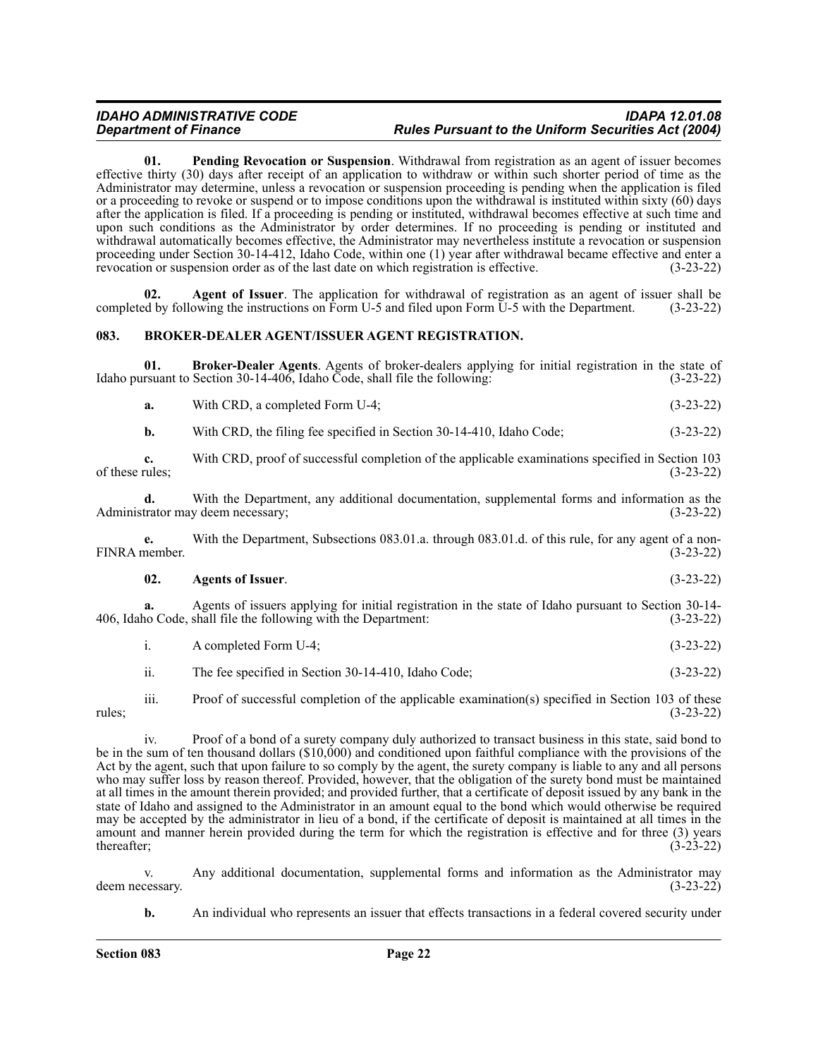**01. Pending Revocation or Suspension**. Withdrawal from registration as an agent of issuer becomes effective thirty (30) days after receipt of an application to withdraw or within such shorter period of time as the Administrator may determine, unless a revocation or suspension proceeding is pending when the application is filed or a proceeding to revoke or suspend or to impose conditions upon the withdrawal is instituted within sixty (60) days after the application is filed. If a proceeding is pending or instituted, withdrawal becomes effective at such time and upon such conditions as the Administrator by order determines. If no proceeding is pending or instituted and withdrawal automatically becomes effective, the Administrator may nevertheless institute a revocation or suspension proceeding under Section 30-14-412, Idaho Code, within one (1) year after withdrawal became effective and enter a revocation or suspension order as of the last date on which registration is effective. (3-23-22)

**02. Agent of Issuer**. The application for withdrawal of registration as an agent of issuer shall be completed by following the instructions on Form U-5 and filed upon Form U-5 with the Department. (3-23-22)

## 083. BROKER-DEALER AGENT/ISSUER AGENT REGISTRATION.

**01. Broker-Dealer Agents**. Agents of broker-dealers applying for initial registration in the state of Idaho pursuant to Section 30-14-406, Idaho Code, shall file the following: (3-23-22)

**a.** With CRD, a completed Form U-4; (3-23-22)

**b.** With CRD, the filing fee specified in Section 30-14-410, Idaho Code; (3-23-22)

**c.** With CRD, proof of successful completion of the applicable examinations specified in Section 103 of these rules; (3-23-22)

**d.** With the Department, any additional documentation, supplemental forms and information as the Administrator may deem necessary; (3-23-22)

**e.** With the Department, Subsections 083.01.a. through 083.01.d. of this rule, for any agent of a non-FINRA member. (3-23-22)

**02. Agents of Issuer**. (3-23-22)

**a.** Agents of issuers applying for initial registration in the state of Idaho pursuant to Section 30-14-406, Idaho Code, shall file the following with the Department: (3-23-22)

i. A completed Form U-4; (3-23-22)

ii. The fee specified in Section 30-14-410, Idaho Code; (3-23-22)

iii. Proof of successful completion of the applicable examination(s) specified in Section 103 of these rules; (3-23-22)

iv. Proof of a bond of a surety company duly authorized to transact business in this state, said bond to be in the sum of ten thousand dollars ($10,000) and conditioned upon faithful compliance with the provisions of the Act by the agent, such that upon failure to so comply by the agent, the surety company is liable to any and all persons who may suffer loss by reason thereof. Provided, however, that the obligation of the surety bond must be maintained at all times in the amount therein provided; and provided further, that a certificate of deposit issued by any bank in the state of Idaho and assigned to the Administrator in an amount equal to the bond which would otherwise be required may be accepted by the administrator in lieu of a bond, if the certificate of deposit is maintained at all times in the amount and manner herein provided during the term for which the registration is effective and for three (3) years thereafter; (3-23-22)

v. Any additional documentation, supplemental forms and information as the Administrator may deem necessary. (3-23-22)

**b.** An individual who represents an issuer that effects transactions in a federal covered security under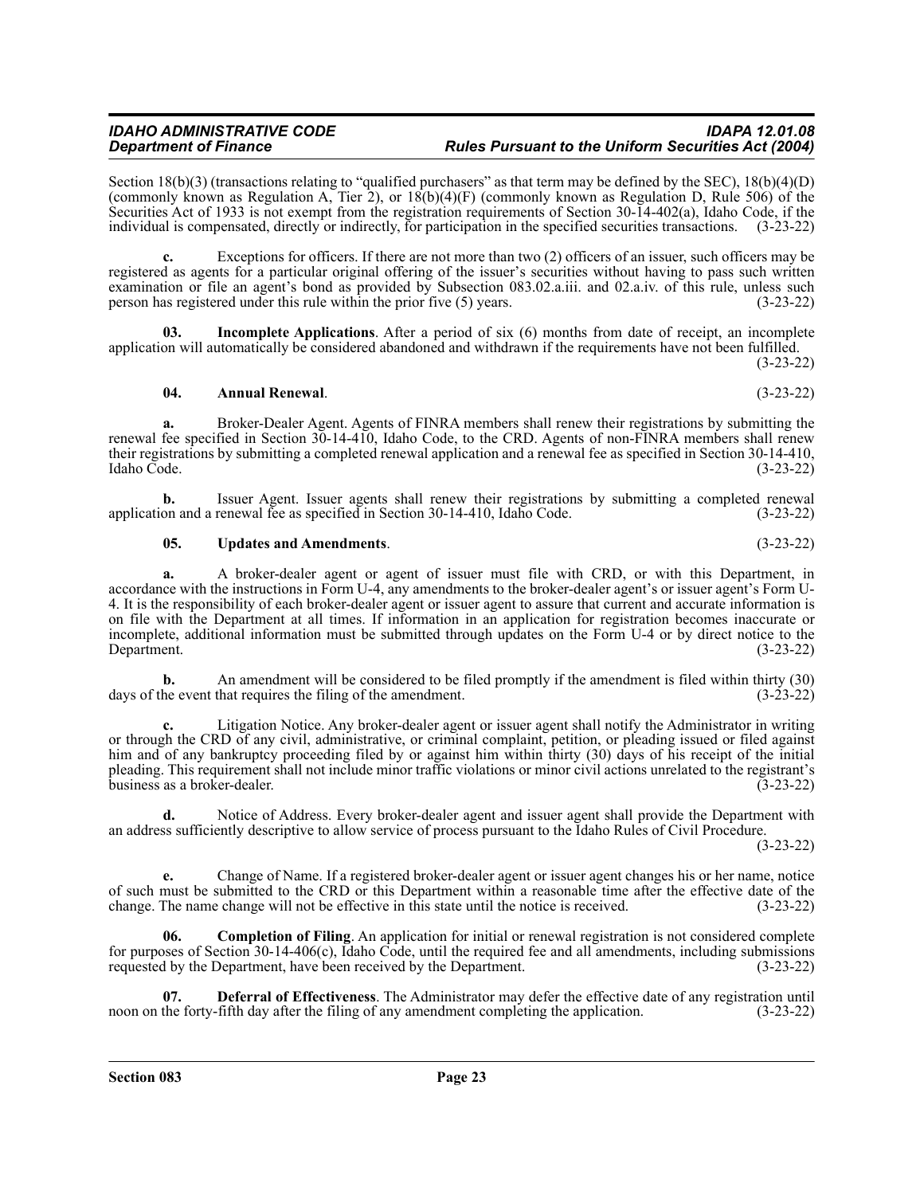Section 18(b)(3) (transactions relating to "qualified purchasers" as that term may be defined by the SEC), 18(b)(4)(D) (commonly known as Regulation A, Tier 2), or 18(b)(4)(F) (commonly known as Regulation D, Rule 506) of the Securities Act of 1933 is not exempt from the registration requirements of Section 30-14-402(a), Idaho Code, if the individual is compensated, directly or indirectly, for participation in the specified securities transactions. (3-23-22)

**c.** Exceptions for officers. If there are not more than two (2) officers of an issuer, such officers may be registered as agents for a particular original offering of the issuer's securities without having to pass such written examination or file an agent's bond as provided by Subsection 083.02.a.iii. and 02.a.iv. of this rule, unless such person has registered under this rule within the prior five (5) years. (3-23-22)

**03. Incomplete Applications**. After a period of six (6) months from date of receipt, an incomplete application will automatically be considered abandoned and withdrawn if the requirements have not been fulfilled. (3-23-22)

**04. Annual Renewal**. (3-23-22)

**a.** Broker-Dealer Agent. Agents of FINRA members shall renew their registrations by submitting the renewal fee specified in Section 30-14-410, Idaho Code, to the CRD. Agents of non-FINRA members shall renew their registrations by submitting a completed renewal application and a renewal fee as specified in Section 30-14-410, Idaho Code. (3-23-22)

**b.** Issuer Agent. Issuer agents shall renew their registrations by submitting a completed renewal application and a renewal fee as specified in Section 30-14-410, Idaho Code. (3-23-22)

**05. Updates and Amendments**. (3-23-22)

**a.** A broker-dealer agent or agent of issuer must file with CRD, or with this Department, in accordance with the instructions in Form U-4, any amendments to the broker-dealer agent's or issuer agent's Form U-4. It is the responsibility of each broker-dealer agent or issuer agent to assure that current and accurate information is on file with the Department at all times. If information in an application for registration becomes inaccurate or incomplete, additional information must be submitted through updates on the Form U-4 or by direct notice to the Department. (3-23-22)

**b.** An amendment will be considered to be filed promptly if the amendment is filed within thirty (30) days of the event that requires the filing of the amendment. (3-23-22)

**c.** Litigation Notice. Any broker-dealer agent or issuer agent shall notify the Administrator in writing or through the CRD of any civil, administrative, or criminal complaint, petition, or pleading issued or filed against him and of any bankruptcy proceeding filed by or against him within thirty (30) days of his receipt of the initial pleading. This requirement shall not include minor traffic violations or minor civil actions unrelated to the registrant's business as a broker-dealer. (3-23-22)

**d.** Notice of Address. Every broker-dealer agent and issuer agent shall provide the Department with an address sufficiently descriptive to allow service of process pursuant to the Idaho Rules of Civil Procedure. (3-23-22)

**e.** Change of Name. If a registered broker-dealer agent or issuer agent changes his or her name, notice of such must be submitted to the CRD or this Department within a reasonable time after the effective date of the change. The name change will not be effective in this state until the notice is received. (3-23-22)

**06. Completion of Filing**. An application for initial or renewal registration is not considered complete for purposes of Section 30-14-406(c), Idaho Code, until the required fee and all amendments, including submissions requested by the Department, have been received by the Department. (3-23-22)

**07. Deferral of Effectiveness**. The Administrator may defer the effective date of any registration until noon on the forty-fifth day after the filing of any amendment completing the application. (3-23-22)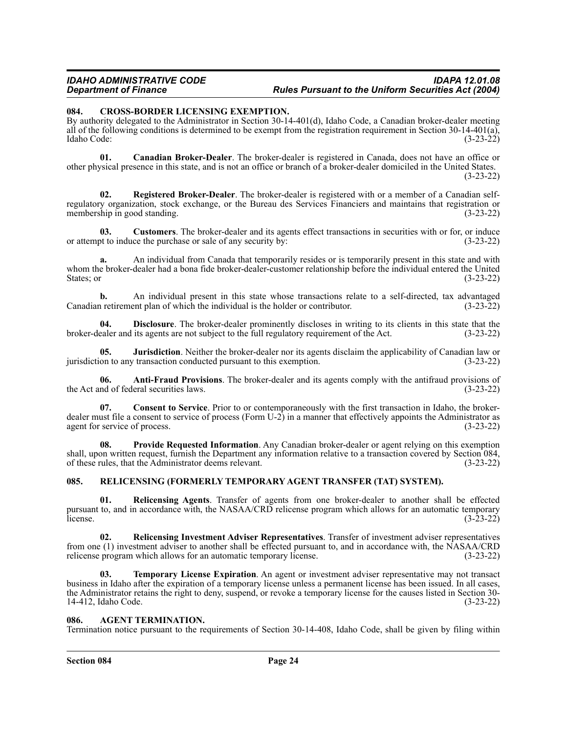### 084. CROSS-BORDER LICENSING EXEMPTION.

By authority delegated to the Administrator in Section 30-14-401(d), Idaho Code, a Canadian broker-dealer meeting all of the following conditions is determined to be exempt from the registration requirement in Section 30-14-401(a), Idaho Code: (3-23-22)

**01. Canadian Broker-Dealer**. The broker-dealer is registered in Canada, does not have an office or other physical presence in this state, and is not an office or branch of a broker-dealer domiciled in the United States. (3-23-22)

**02. Registered Broker-Dealer**. The broker-dealer is registered with or a member of a Canadian self-regulatory organization, stock exchange, or the Bureau des Services Financiers and maintains that registration or membership in good standing. (3-23-22)

**03. Customers**. The broker-dealer and its agents effect transactions in securities with or for, or induce or attempt to induce the purchase or sale of any security by: (3-23-22)

**a.** An individual from Canada that temporarily resides or is temporarily present in this state and with whom the broker-dealer had a bona fide broker-dealer-customer relationship before the individual entered the United States; or (3-23-22)

**b.** An individual present in this state whose transactions relate to a self-directed, tax advantaged Canadian retirement plan of which the individual is the holder or contributor. (3-23-22)

**04. Disclosure**. The broker-dealer prominently discloses in writing to its clients in this state that the broker-dealer and its agents are not subject to the full regulatory requirement of the Act. (3-23-22)

**05. Jurisdiction**. Neither the broker-dealer nor its agents disclaim the applicability of Canadian law or jurisdiction to any transaction conducted pursuant to this exemption. (3-23-22)

**06. Anti-Fraud Provisions**. The broker-dealer and its agents comply with the antifraud provisions of the Act and of federal securities laws. (3-23-22)

**07. Consent to Service**. Prior to or contemporaneously with the first transaction in Idaho, the broker-dealer must file a consent to service of process (Form U-2) in a manner that effectively appoints the Administrator as agent for service of process. (3-23-22)

**08. Provide Requested Information**. Any Canadian broker-dealer or agent relying on this exemption shall, upon written request, furnish the Department any information relative to a transaction covered by Section 084, of these rules, that the Administrator deems relevant. (3-23-22)

### 085. RELICENSING (FORMERLY TEMPORARY AGENT TRANSFER (TAT) SYSTEM).

**01. Relicensing Agents**. Transfer of agents from one broker-dealer to another shall be effected pursuant to, and in accordance with, the NASAA/CRD relicense program which allows for an automatic temporary license. (3-23-22)

**02. Relicensing Investment Adviser Representatives**. Transfer of investment adviser representatives from one (1) investment adviser to another shall be effected pursuant to, and in accordance with, the NASAA/CRD relicense program which allows for an automatic temporary license. (3-23-22)

**03. Temporary License Expiration**. An agent or investment adviser representative may not transact business in Idaho after the expiration of a temporary license unless a permanent license has been issued. In all cases, the Administrator retains the right to deny, suspend, or revoke a temporary license for the causes listed in Section 30-14-412, Idaho Code. (3-23-22)

### 086. AGENT TERMINATION.

Termination notice pursuant to the requirements of Section 30-14-408, Idaho Code, shall be given by filing within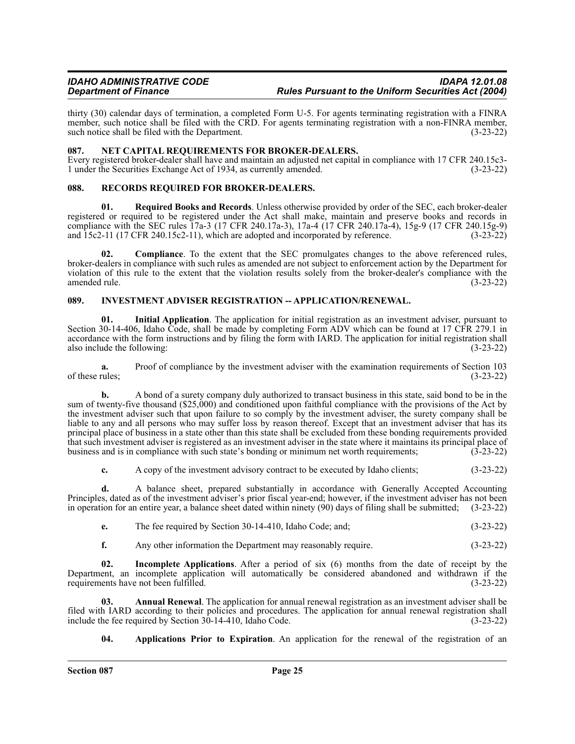thirty (30) calendar days of termination, a completed Form U-5. For agents terminating registration with a FINRA member, such notice shall be filed with the CRD. For agents terminating registration with a non-FINRA member, such notice shall be filed with the Department. (3-23-22)

### 087. NET CAPITAL REQUIREMENTS FOR BROKER-DEALERS.

Every registered broker-dealer shall have and maintain an adjusted net capital in compliance with 17 CFR 240.15c3-1 under the Securities Exchange Act of 1934, as currently amended. (3-23-22)

### 088. RECORDS REQUIRED FOR BROKER-DEALERS.

**01. Required Books and Records**. Unless otherwise provided by order of the SEC, each broker-dealer registered or required to be registered under the Act shall make, maintain and preserve books and records in compliance with the SEC rules 17a-3 (17 CFR 240.17a-3), 17a-4 (17 CFR 240.17a-4), 15g-9 (17 CFR 240.15g-9) and 15c2-11 (17 CFR 240.15c2-11), which are adopted and incorporated by reference. (3-23-22)

**02. Compliance**. To the extent that the SEC promulgates changes to the above referenced rules, broker-dealers in compliance with such rules as amended are not subject to enforcement action by the Department for violation of this rule to the extent that the violation results solely from the broker-dealer's compliance with the amended rule. (3-23-22)

### 089. INVESTMENT ADVISER REGISTRATION -- APPLICATION/RENEWAL.

**01. Initial Application**. The application for initial registration as an investment adviser, pursuant to Section 30-14-406, Idaho Code, shall be made by completing Form ADV which can be found at 17 CFR 279.1 in accordance with the form instructions and by filing the form with IARD. The application for initial registration shall also include the following: (3-23-22)

**a.** Proof of compliance by the investment adviser with the examination requirements of Section 103 of these rules; (3-23-22)

**b.** A bond of a surety company duly authorized to transact business in this state, said bond to be in the sum of twenty-five thousand ($25,000) and conditioned upon faithful compliance with the provisions of the Act by the investment adviser such that upon failure to so comply by the investment adviser, the surety company shall be liable to any and all persons who may suffer loss by reason thereof. Except that an investment adviser that has its principal place of business in a state other than this state shall be excluded from these bonding requirements provided that such investment adviser is registered as an investment adviser in the state where it maintains its principal place of business and is in compliance with such state's bonding or minimum net worth requirements; (3-23-22)

**c.** A copy of the investment advisory contract to be executed by Idaho clients; (3-23-22)

**d.** A balance sheet, prepared substantially in accordance with Generally Accepted Accounting Principles, dated as of the investment adviser's prior fiscal year-end; however, if the investment adviser has not been in operation for an entire year, a balance sheet dated within ninety (90) days of filing shall be submitted; (3-23-22)

**e.** The fee required by Section 30-14-410, Idaho Code; and; (3-23-22)

**f.** Any other information the Department may reasonably require. (3-23-22)

**02. Incomplete Applications**. After a period of six (6) months from the date of receipt by the Department, an incomplete application will automatically be considered abandoned and withdrawn if the requirements have not been fulfilled. (3-23-22)

**03. Annual Renewal**. The application for annual renewal registration as an investment adviser shall be filed with IARD according to their policies and procedures. The application for annual renewal registration shall include the fee required by Section 30-14-410, Idaho Code. (3-23-22)

**04. Applications Prior to Expiration**. An application for the renewal of the registration of an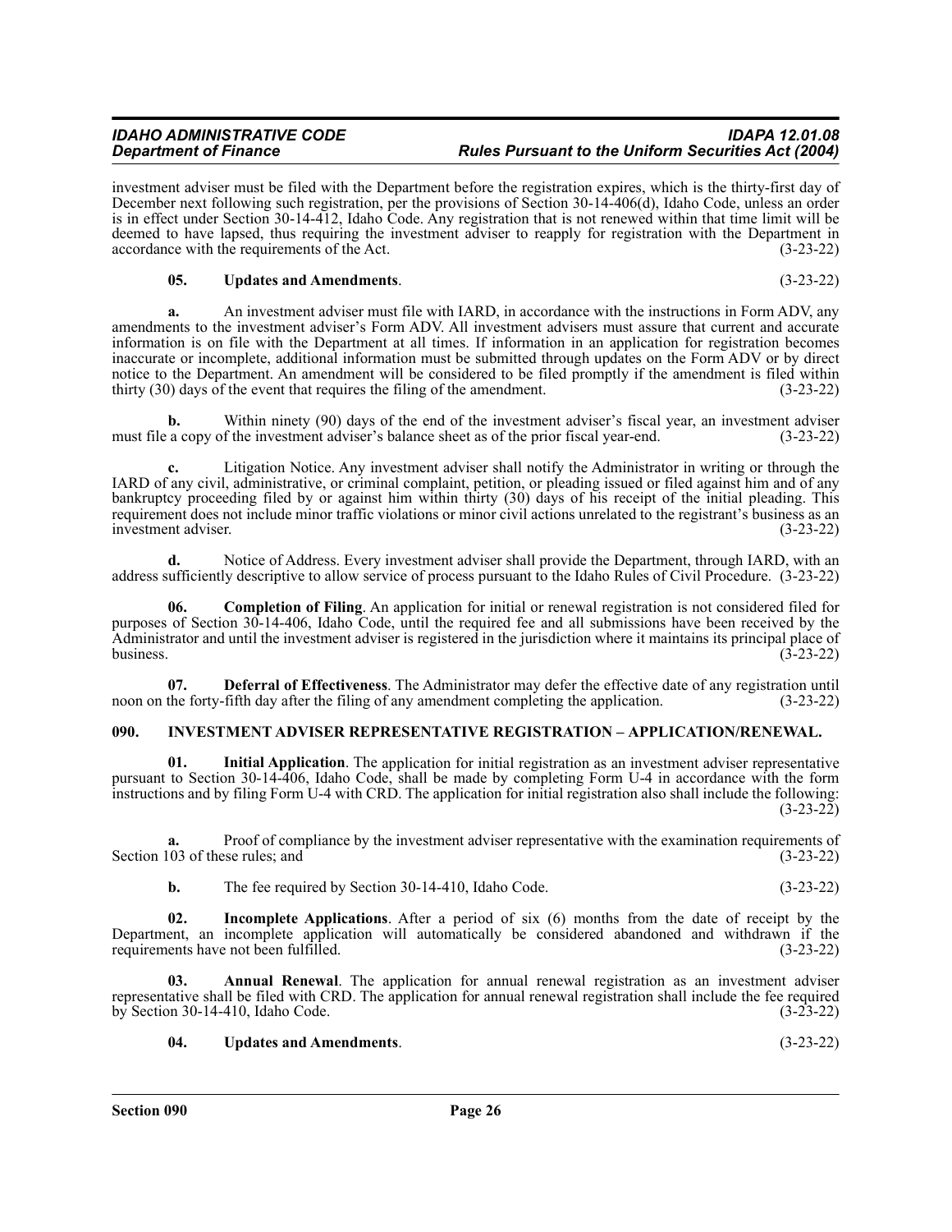investment adviser must be filed with the Department before the registration expires, which is the thirty-first day of December next following such registration, per the provisions of Section 30-14-406(d), Idaho Code, unless an order is in effect under Section 30-14-412, Idaho Code. Any registration that is not renewed within that time limit will be deemed to have lapsed, thus requiring the investment adviser to reapply for registration with the Department in accordance with the requirements of the Act. (3-23-22)

**05. Updates and Amendments**. (3-23-22)

**a.** An investment adviser must file with IARD, in accordance with the instructions in Form ADV, any amendments to the investment adviser's Form ADV. All investment advisers must assure that current and accurate information is on file with the Department at all times. If information in an application for registration becomes inaccurate or incomplete, additional information must be submitted through updates on the Form ADV or by direct notice to the Department. An amendment will be considered to be filed promptly if the amendment is filed within thirty (30) days of the event that requires the filing of the amendment. (3-23-22)

**b.** Within ninety (90) days of the end of the investment adviser's fiscal year, an investment adviser must file a copy of the investment adviser's balance sheet as of the prior fiscal year-end. (3-23-22)

**c.** Litigation Notice. Any investment adviser shall notify the Administrator in writing or through the IARD of any civil, administrative, or criminal complaint, petition, or pleading issued or filed against him and of any bankruptcy proceeding filed by or against him within thirty (30) days of his receipt of the initial pleading. This requirement does not include minor traffic violations or minor civil actions unrelated to the registrant's business as an investment adviser. (3-23-22)

**d.** Notice of Address. Every investment adviser shall provide the Department, through IARD, with an address sufficiently descriptive to allow service of process pursuant to the Idaho Rules of Civil Procedure. (3-23-22)

**06. Completion of Filing**. An application for initial or renewal registration is not considered filed for purposes of Section 30-14-406, Idaho Code, until the required fee and all submissions have been received by the Administrator and until the investment adviser is registered in the jurisdiction where it maintains its principal place of business. (3-23-22)

**07. Deferral of Effectiveness**. The Administrator may defer the effective date of any registration until noon on the forty-fifth day after the filing of any amendment completing the application. (3-23-22)

## 090. INVESTMENT ADVISER REPRESENTATIVE REGISTRATION – APPLICATION/RENEWAL.

**01. Initial Application**. The application for initial registration as an investment adviser representative pursuant to Section 30-14-406, Idaho Code, shall be made by completing Form U-4 in accordance with the form instructions and by filing Form U-4 with CRD. The application for initial registration also shall include the following: (3-23-22)

**a.** Proof of compliance by the investment adviser representative with the examination requirements of Section 103 of these rules; and (3-23-22)

**b.** The fee required by Section 30-14-410, Idaho Code. (3-23-22)

**02. Incomplete Applications**. After a period of six (6) months from the date of receipt by the Department, an incomplete application will automatically be considered abandoned and withdrawn if the requirements have not been fulfilled. (3-23-22)

**03. Annual Renewal**. The application for annual renewal registration as an investment adviser representative shall be filed with CRD. The application for annual renewal registration shall include the fee required by Section 30-14-410, Idaho Code. (3-23-22)

**04. Updates and Amendments**. (3-23-22)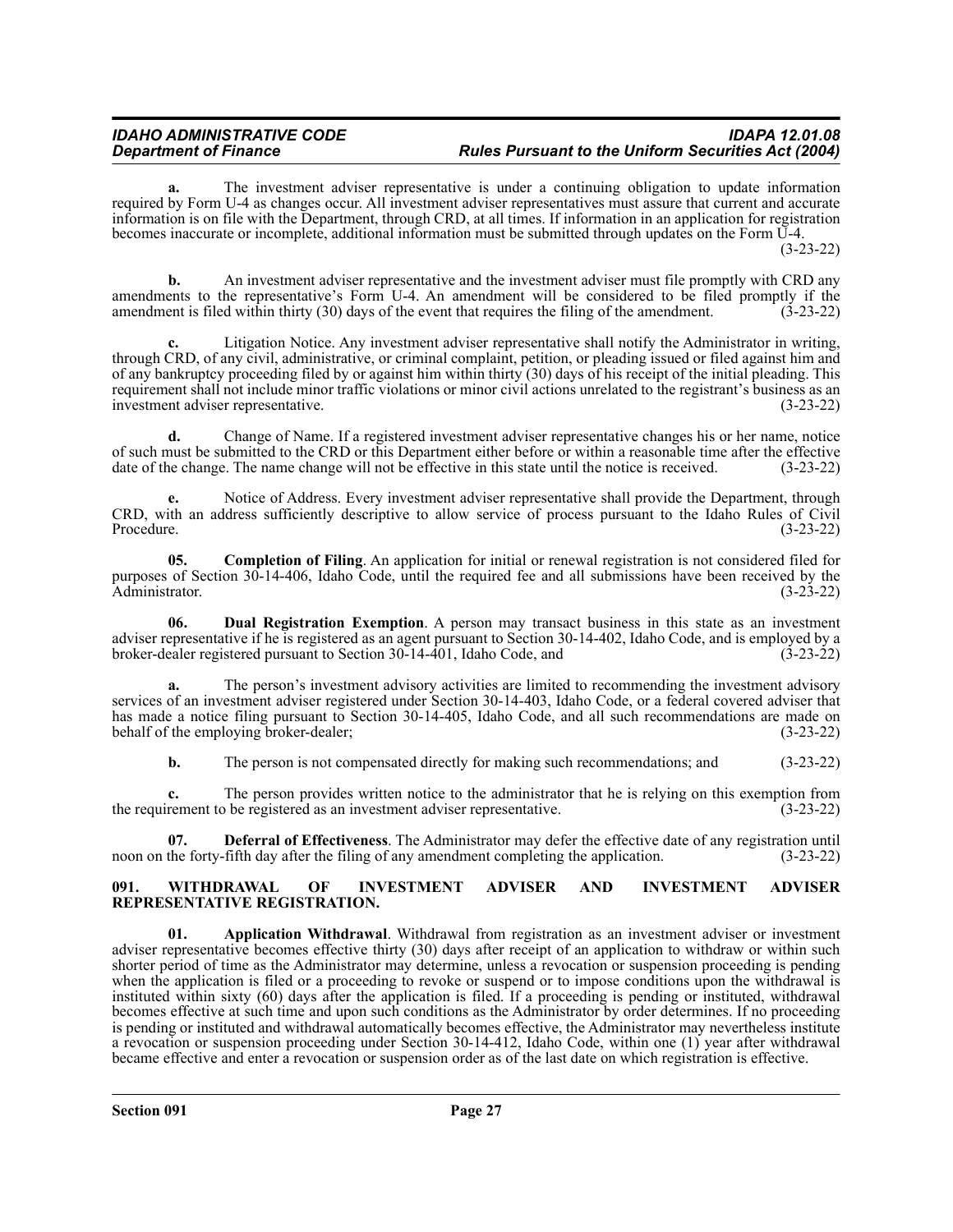**a.** The investment adviser representative is under a continuing obligation to update information required by Form U-4 as changes occur. All investment adviser representatives must assure that current and accurate information is on file with the Department, through CRD, at all times. If information in an application for registration becomes inaccurate or incomplete, additional information must be submitted through updates on the Form U-4. (3-23-22)

**b.** An investment adviser representative and the investment adviser must file promptly with CRD any amendments to the representative's Form U-4. An amendment will be considered to be filed promptly if the amendment is filed within thirty (30) days of the event that requires the filing of the amendment. (3-23-22)

**c.** Litigation Notice. Any investment adviser representative shall notify the Administrator in writing, through CRD, of any civil, administrative, or criminal complaint, petition, or pleading issued or filed against him and of any bankruptcy proceeding filed by or against him within thirty (30) days of his receipt of the initial pleading. This requirement shall not include minor traffic violations or minor civil actions unrelated to the registrant's business as an investment adviser representative. (3-23-22)

**d.** Change of Name. If a registered investment adviser representative changes his or her name, notice of such must be submitted to the CRD or this Department either before or within a reasonable time after the effective date of the change. The name change will not be effective in this state until the notice is received. (3-23-22)

**e.** Notice of Address. Every investment adviser representative shall provide the Department, through CRD, with an address sufficiently descriptive to allow service of process pursuant to the Idaho Rules of Civil Procedure. (3-23-22)

**05. Completion of Filing**. An application for initial or renewal registration is not considered filed for purposes of Section 30-14-406, Idaho Code, until the required fee and all submissions have been received by the Administrator. (3-23-22)

**06. Dual Registration Exemption**. A person may transact business in this state as an investment adviser representative if he is registered as an agent pursuant to Section 30-14-402, Idaho Code, and is employed by a broker-dealer registered pursuant to Section 30-14-401, Idaho Code, and (3-23-22)

**a.** The person's investment advisory activities are limited to recommending the investment advisory services of an investment adviser registered under Section 30-14-403, Idaho Code, or a federal covered adviser that has made a notice filing pursuant to Section 30-14-405, Idaho Code, and all such recommendations are made on behalf of the employing broker-dealer; (3-23-22)

**b.** The person is not compensated directly for making such recommendations; and (3-23-22)

**c.** The person provides written notice to the administrator that he is relying on this exemption from the requirement to be registered as an investment adviser representative. (3-23-22)

**07. Deferral of Effectiveness**. The Administrator may defer the effective date of any registration until noon on the forty-fifth day after the filing of any amendment completing the application. (3-23-22)

## 091. WITHDRAWAL OF INVESTMENT ADVISER AND INVESTMENT ADVISER REPRESENTATIVE REGISTRATION.

**01. Application Withdrawal**. Withdrawal from registration as an investment adviser or investment adviser representative becomes effective thirty (30) days after receipt of an application to withdraw or within such shorter period of time as the Administrator may determine, unless a revocation or suspension proceeding is pending when the application is filed or a proceeding to revoke or suspend or to impose conditions upon the withdrawal is instituted within sixty (60) days after the application is filed. If a proceeding is pending or instituted, withdrawal becomes effective at such time and upon such conditions as the Administrator by order determines. If no proceeding is pending or instituted and withdrawal automatically becomes effective, the Administrator may nevertheless institute a revocation or suspension proceeding under Section 30-14-412, Idaho Code, within one (1) year after withdrawal became effective and enter a revocation or suspension order as of the last date on which registration is effective.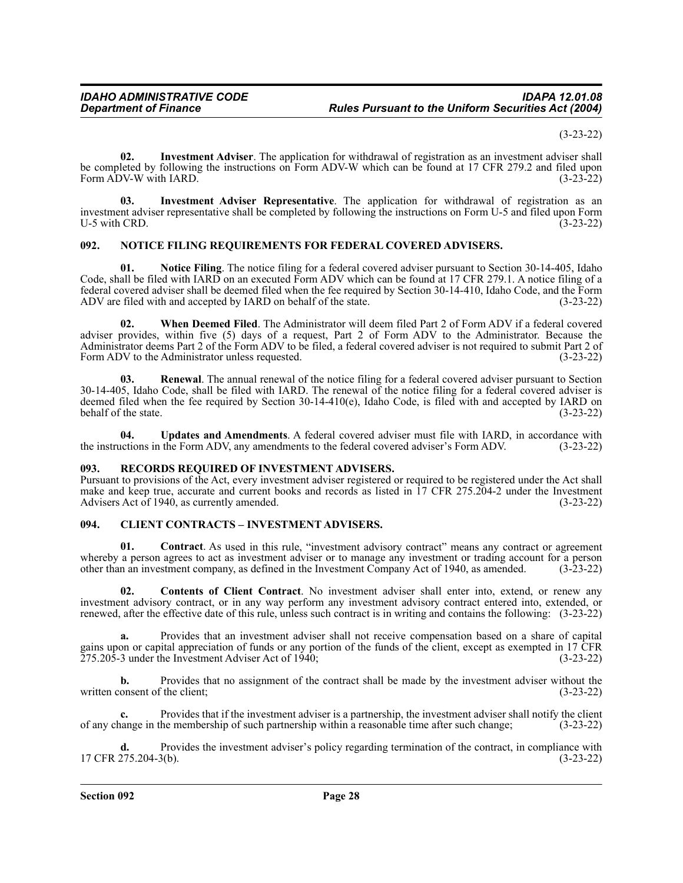(3-23-22)

**02. Investment Adviser**. The application for withdrawal of registration as an investment adviser shall be completed by following the instructions on Form ADV-W which can be found at 17 CFR 279.2 and filed upon Form ADV-W with IARD. (3-23-22)

**03. Investment Adviser Representative**. The application for withdrawal of registration as an investment adviser representative shall be completed by following the instructions on Form U-5 and filed upon Form U-5 with CRD. (3-23-22)

### 092. NOTICE FILING REQUIREMENTS FOR FEDERAL COVERED ADVISERS.

**01. Notice Filing**. The notice filing for a federal covered adviser pursuant to Section 30-14-405, Idaho Code, shall be filed with IARD on an executed Form ADV which can be found at 17 CFR 279.1. A notice filing of a federal covered adviser shall be deemed filed when the fee required by Section 30-14-410, Idaho Code, and the Form ADV are filed with and accepted by IARD on behalf of the state. (3-23-22)

**02. When Deemed Filed**. The Administrator will deem filed Part 2 of Form ADV if a federal covered adviser provides, within five (5) days of a request, Part 2 of Form ADV to the Administrator. Because the Administrator deems Part 2 of the Form ADV to be filed, a federal covered adviser is not required to submit Part 2 of Form ADV to the Administrator unless requested. (3-23-22)

**03. Renewal**. The annual renewal of the notice filing for a federal covered adviser pursuant to Section 30-14-405, Idaho Code, shall be filed with IARD. The renewal of the notice filing for a federal covered adviser is deemed filed when the fee required by Section 30-14-410(e), Idaho Code, is filed with and accepted by IARD on behalf of the state. (3-23-22)

**04. Updates and Amendments**. A federal covered adviser must file with IARD, in accordance with the instructions in the Form ADV, any amendments to the federal covered adviser's Form ADV. (3-23-22)

### 093. RECORDS REQUIRED OF INVESTMENT ADVISERS.

Pursuant to provisions of the Act, every investment adviser registered or required to be registered under the Act shall make and keep true, accurate and current books and records as listed in 17 CFR 275.204-2 under the Investment Advisers Act of 1940, as currently amended. (3-23-22)

### 094. CLIENT CONTRACTS – INVESTMENT ADVISERS.

**01. Contract**. As used in this rule, "investment advisory contract" means any contract or agreement whereby a person agrees to act as investment adviser or to manage any investment or trading account for a person other than an investment company, as defined in the Investment Company Act of 1940, as amended. (3-23-22)

**02. Contents of Client Contract**. No investment adviser shall enter into, extend, or renew any investment advisory contract, or in any way perform any investment advisory contract entered into, extended, or renewed, after the effective date of this rule, unless such contract is in writing and contains the following: (3-23-22)

**a.** Provides that an investment adviser shall not receive compensation based on a share of capital gains upon or capital appreciation of funds or any portion of the funds of the client, except as exempted in 17 CFR 275.205-3 under the Investment Adviser Act of 1940; (3-23-22)

**b.** Provides that no assignment of the contract shall be made by the investment adviser without the written consent of the client; (3-23-22)

**c.** Provides that if the investment adviser is a partnership, the investment adviser shall notify the client of any change in the membership of such partnership within a reasonable time after such change; (3-23-22)

**d.** Provides the investment adviser's policy regarding termination of the contract, in compliance with 17 CFR 275.204-3(b). (3-23-22)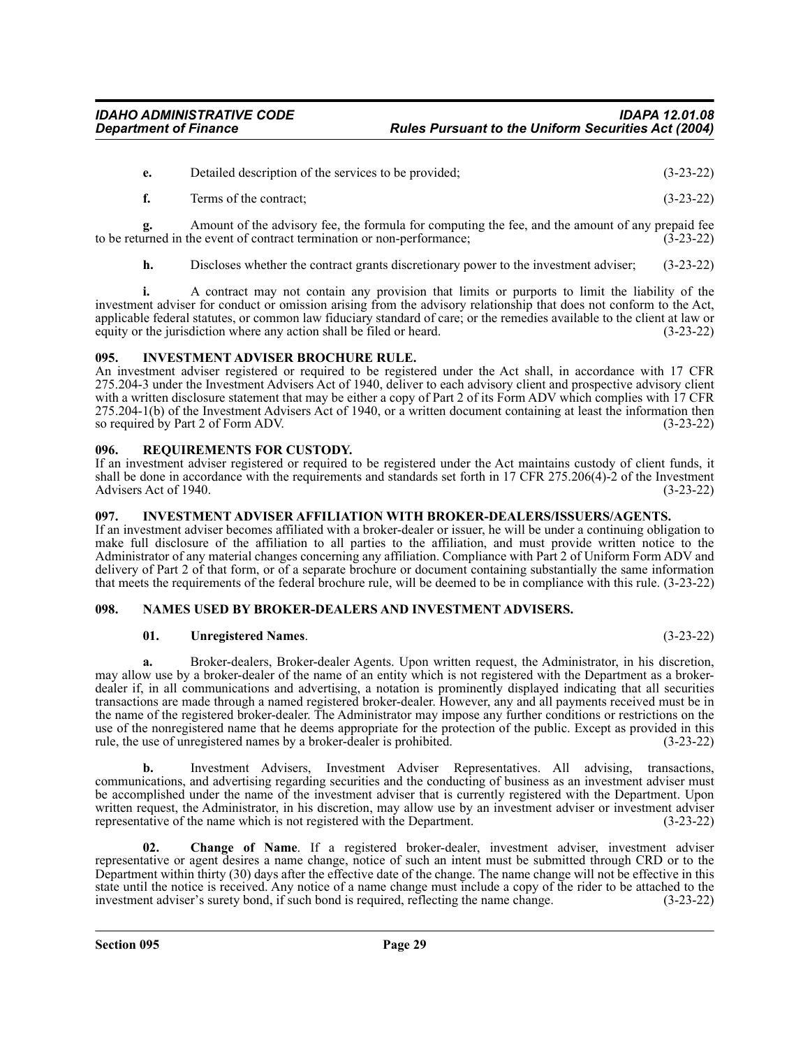**e.** Detailed description of the services to be provided; (3-23-22)

**f.** Terms of the contract; (3-23-22)

**g.** Amount of the advisory fee, the formula for computing the fee, and the amount of any prepaid fee to be returned in the event of contract termination or non-performance; (3-23-22)

**h.** Discloses whether the contract grants discretionary power to the investment adviser; (3-23-22)

**i.** A contract may not contain any provision that limits or purports to limit the liability of the investment adviser for conduct or omission arising from the advisory relationship that does not conform to the Act, applicable federal statutes, or common law fiduciary standard of care; or the remedies available to the client at law or equity or the jurisdiction where any action shall be filed or heard. (3-23-22)

### 095. INVESTMENT ADVISER BROCHURE RULE.

An investment adviser registered or required to be registered under the Act shall, in accordance with 17 CFR 275.204-3 under the Investment Advisers Act of 1940, deliver to each advisory client and prospective advisory client with a written disclosure statement that may be either a copy of Part 2 of its Form ADV which complies with 17 CFR 275.204-1(b) of the Investment Advisers Act of 1940, or a written document containing at least the information then so required by Part 2 of Form ADV. (3-23-22)

### 096. REQUIREMENTS FOR CUSTODY.

If an investment adviser registered or required to be registered under the Act maintains custody of client funds, it shall be done in accordance with the requirements and standards set forth in 17 CFR 275.206(4)-2 of the Investment Advisers Act of 1940. (3-23-22)

### 097. INVESTMENT ADVISER AFFILIATION WITH BROKER-DEALERS/ISSUERS/AGENTS.

If an investment adviser becomes affiliated with a broker-dealer or issuer, he will be under a continuing obligation to make full disclosure of the affiliation to all parties to the affiliation, and must provide written notice to the Administrator of any material changes concerning any affiliation. Compliance with Part 2 of Uniform Form ADV and delivery of Part 2 of that form, or of a separate brochure or document containing substantially the same information that meets the requirements of the federal brochure rule, will be deemed to be in compliance with this rule. (3-23-22)

### 098. NAMES USED BY BROKER-DEALERS AND INVESTMENT ADVISERS.

**01. Unregistered Names**. (3-23-22)

**a.** Broker-dealers, Broker-dealer Agents. Upon written request, the Administrator, in his discretion, may allow use by a broker-dealer of the name of an entity which is not registered with the Department as a broker-dealer if, in all communications and advertising, a notation is prominently displayed indicating that all securities transactions are made through a named registered broker-dealer. However, any and all payments received must be in the name of the registered broker-dealer. The Administrator may impose any further conditions or restrictions on the use of the nonregistered name that he deems appropriate for the protection of the public. Except as provided in this rule, the use of unregistered names by a broker-dealer is prohibited. (3-23-22)

**b.** Investment Advisers, Investment Adviser Representatives. All advising, transactions, communications, and advertising regarding securities and the conducting of business as an investment adviser must be accomplished under the name of the investment adviser that is currently registered with the Department. Upon written request, the Administrator, in his discretion, may allow use by an investment adviser or investment adviser representative of the name which is not registered with the Department. (3-23-22)

**02. Change of Name**. If a registered broker-dealer, investment adviser, investment adviser representative or agent desires a name change, notice of such an intent must be submitted through CRD or to the Department within thirty (30) days after the effective date of the change. The name change will not be effective in this state until the notice is received. Any notice of a name change must include a copy of the rider to be attached to the investment adviser's surety bond, if such bond is required, reflecting the name change. (3-23-22)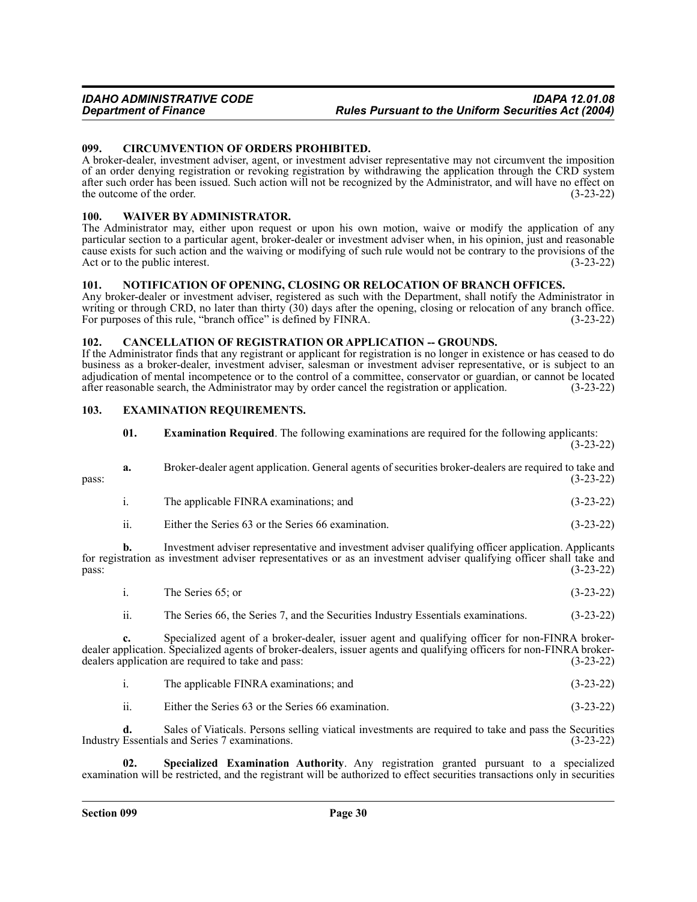### 099. CIRCUMVENTION OF ORDERS PROHIBITED.

A broker-dealer, investment adviser, agent, or investment adviser representative may not circumvent the imposition of an order denying registration or revoking registration by withdrawing the application through the CRD system after such order has been issued. Such action will not be recognized by the Administrator, and will have no effect on the outcome of the order. (3-23-22)

### 100. WAIVER BY ADMINISTRATOR.

The Administrator may, either upon request or upon his own motion, waive or modify the application of any particular section to a particular agent, broker-dealer or investment adviser when, in his opinion, just and reasonable cause exists for such action and the waiving or modifying of such rule would not be contrary to the provisions of the Act or to the public interest. (3-23-22)

### 101. NOTIFICATION OF OPENING, CLOSING OR RELOCATION OF BRANCH OFFICES.

Any broker-dealer or investment adviser, registered as such with the Department, shall notify the Administrator in writing or through CRD, no later than thirty (30) days after the opening, closing or relocation of any branch office. For purposes of this rule, "branch office" is defined by FINRA. (3-23-22)

### 102. CANCELLATION OF REGISTRATION OR APPLICATION -- GROUNDS.

If the Administrator finds that any registrant or applicant for registration is no longer in existence or has ceased to do business as a broker-dealer, investment adviser, salesman or investment adviser representative, or is subject to an adjudication of mental incompetence or to the control of a committee, conservator or guardian, or cannot be located after reasonable search, the Administrator may by order cancel the registration or application. (3-23-22)

### 103. EXAMINATION REQUIREMENTS.

**01. Examination Required**. The following examinations are required for the following applicants: (3-23-22)

**a.** Broker-dealer agent application. General agents of securities broker-dealers are required to take and pass: (3-23-22)

i. The applicable FINRA examinations; and (3-23-22)

ii. Either the Series 63 or the Series 66 examination. (3-23-22)

**b.** Investment adviser representative and investment adviser qualifying officer application. Applicants for registration as investment adviser representatives or as an investment adviser qualifying officer shall take and pass: (3-23-22)

i. The Series 65; or (3-23-22)

ii. The Series 66, the Series 7, and the Securities Industry Essentials examinations. (3-23-22)

**c.** Specialized agent of a broker-dealer, issuer agent and qualifying officer for non-FINRA broker-dealer application. Specialized agents of broker-dealers, issuer agents and qualifying officers for non-FINRA broker-dealers application are required to take and pass: (3-23-22)

i. The applicable FINRA examinations; and (3-23-22)

ii. Either the Series 63 or the Series 66 examination. (3-23-22)

**d.** Sales of Viaticals. Persons selling viatical investments are required to take and pass the Securities Industry Essentials and Series 7 examinations. (3-23-22)

**02. Specialized Examination Authority**. Any registration granted pursuant to a specialized examination will be restricted, and the registrant will be authorized to effect securities transactions only in securities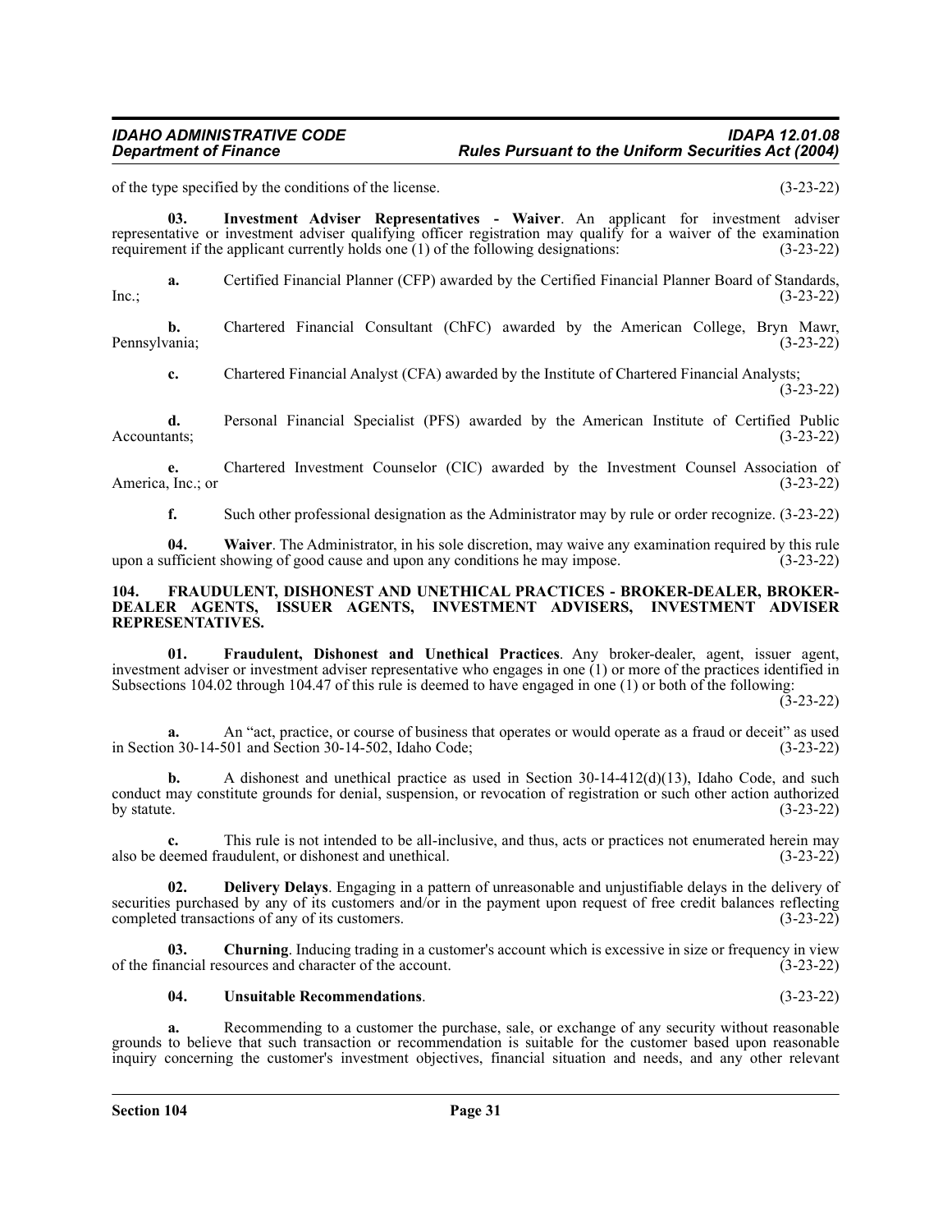of the type specified by the conditions of the license. (3-23-22)

**03. Investment Adviser Representatives - Waiver**. An applicant for investment adviser representative or investment adviser qualifying officer registration may qualify for a waiver of the examination requirement if the applicant currently holds one (1) of the following designations: (3-23-22)

**a.** Certified Financial Planner (CFP) awarded by the Certified Financial Planner Board of Standards, Inc.; (3-23-22)

**b.** Chartered Financial Consultant (ChFC) awarded by the American College, Bryn Mawr, Pennsylvania; (3-23-22)

**c.** Chartered Financial Analyst (CFA) awarded by the Institute of Chartered Financial Analysts; (3-23-22)

**d.** Personal Financial Specialist (PFS) awarded by the American Institute of Certified Public Accountants; (3-23-22)

**e.** Chartered Investment Counselor (CIC) awarded by the Investment Counsel Association of America, Inc.; or (3-23-22)

**f.** Such other professional designation as the Administrator may by rule or order recognize. (3-23-22)

**04. Waiver**. The Administrator, in his sole discretion, may waive any examination required by this rule upon a sufficient showing of good cause and upon any conditions he may impose. (3-23-22)

## 104. FRAUDULENT, DISHONEST AND UNETHICAL PRACTICES - BROKER-DEALER, BROKER-DEALER AGENTS, ISSUER AGENTS, INVESTMENT ADVISERS, INVESTMENT ADVISER REPRESENTATIVES.

**01. Fraudulent, Dishonest and Unethical Practices**. Any broker-dealer, agent, issuer agent, investment adviser or investment adviser representative who engages in one (1) or more of the practices identified in Subsections 104.02 through 104.47 of this rule is deemed to have engaged in one (1) or both of the following: (3-23-22)

**a.** An "act, practice, or course of business that operates or would operate as a fraud or deceit" as used in Section 30-14-501 and Section 30-14-502, Idaho Code; (3-23-22)

**b.** A dishonest and unethical practice as used in Section 30-14-412(d)(13), Idaho Code, and such conduct may constitute grounds for denial, suspension, or revocation of registration or such other action authorized by statute. (3-23-22)

**c.** This rule is not intended to be all-inclusive, and thus, acts or practices not enumerated herein may also be deemed fraudulent, or dishonest and unethical. (3-23-22)

**02. Delivery Delays**. Engaging in a pattern of unreasonable and unjustifiable delays in the delivery of securities purchased by any of its customers and/or in the payment upon request of free credit balances reflecting completed transactions of any of its customers. (3-23-22)

**03. Churning**. Inducing trading in a customer's account which is excessive in size or frequency in view of the financial resources and character of the account. (3-23-22)

**04. Unsuitable Recommendations**. (3-23-22)

**a.** Recommending to a customer the purchase, sale, or exchange of any security without reasonable grounds to believe that such transaction or recommendation is suitable for the customer based upon reasonable inquiry concerning the customer's investment objectives, financial situation and needs, and any other relevant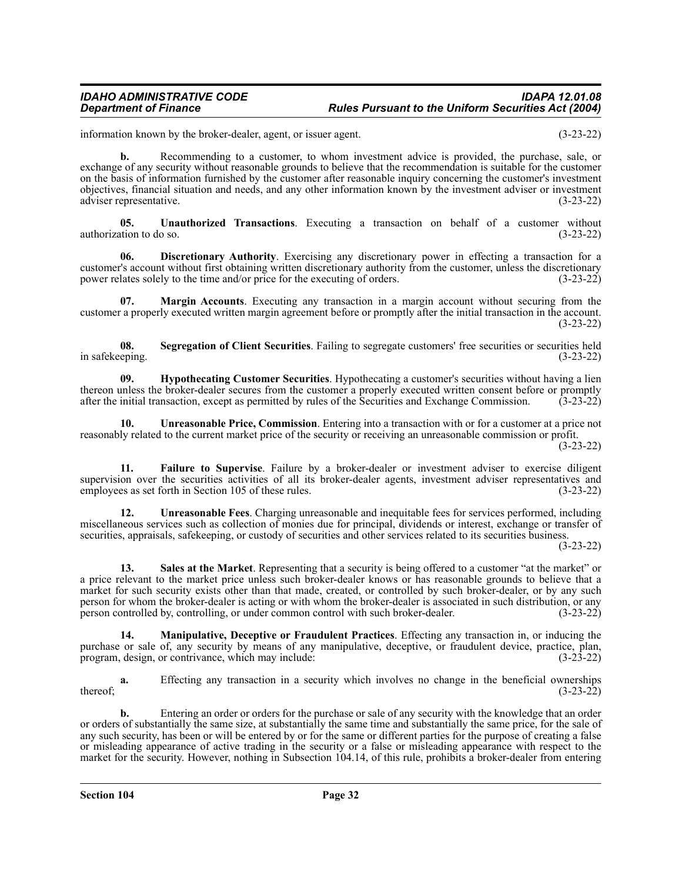information known by the broker-dealer, agent, or issuer agent. (3-23-22)

**b.** Recommending to a customer, to whom investment advice is provided, the purchase, sale, or exchange of any security without reasonable grounds to believe that the recommendation is suitable for the customer on the basis of information furnished by the customer after reasonable inquiry concerning the customer's investment objectives, financial situation and needs, and any other information known by the investment adviser or investment adviser representative. (3-23-22)

**05. Unauthorized Transactions**. Executing a transaction on behalf of a customer without authorization to do so. (3-23-22)

**06. Discretionary Authority**. Exercising any discretionary power in effecting a transaction for a customer's account without first obtaining written discretionary authority from the customer, unless the discretionary power relates solely to the time and/or price for the executing of orders. (3-23-22)

**07. Margin Accounts**. Executing any transaction in a margin account without securing from the customer a properly executed written margin agreement before or promptly after the initial transaction in the account. (3-23-22)

**08. Segregation of Client Securities**. Failing to segregate customers' free securities or securities held in safekeeping. (3-23-22)

**09. Hypothecating Customer Securities**. Hypothecating a customer's securities without having a lien thereon unless the broker-dealer secures from the customer a properly executed written consent before or promptly after the initial transaction, except as permitted by rules of the Securities and Exchange Commission. (3-23-22)

**10. Unreasonable Price, Commission**. Entering into a transaction with or for a customer at a price not reasonably related to the current market price of the security or receiving an unreasonable commission or profit. (3-23-22)

**11. Failure to Supervise**. Failure by a broker-dealer or investment adviser to exercise diligent supervision over the securities activities of all its broker-dealer agents, investment adviser representatives and employees as set forth in Section 105 of these rules. (3-23-22)

**12. Unreasonable Fees**. Charging unreasonable and inequitable fees for services performed, including miscellaneous services such as collection of monies due for principal, dividends or interest, exchange or transfer of securities, appraisals, safekeeping, or custody of securities and other services related to its securities business. (3-23-22)

**13. Sales at the Market**. Representing that a security is being offered to a customer "at the market" or a price relevant to the market price unless such broker-dealer knows or has reasonable grounds to believe that a market for such security exists other than that made, created, or controlled by such broker-dealer, or by any such person for whom the broker-dealer is acting or with whom the broker-dealer is associated in such distribution, or any person controlled by, controlling, or under common control with such broker-dealer. (3-23-22)

**14. Manipulative, Deceptive or Fraudulent Practices**. Effecting any transaction in, or inducing the purchase or sale of, any security by means of any manipulative, deceptive, or fraudulent device, practice, plan, program, design, or contrivance, which may include: (3-23-22)

**a.** Effecting any transaction in a security which involves no change in the beneficial ownerships thereof; (3-23-22)

**b.** Entering an order or orders for the purchase or sale of any security with the knowledge that an order or orders of substantially the same size, at substantially the same time and substantially the same price, for the sale of any such security, has been or will be entered by or for the same or different parties for the purpose of creating a false or misleading appearance of active trading in the security or a false or misleading appearance with respect to the market for the security. However, nothing in Subsection 104.14, of this rule, prohibits a broker-dealer from entering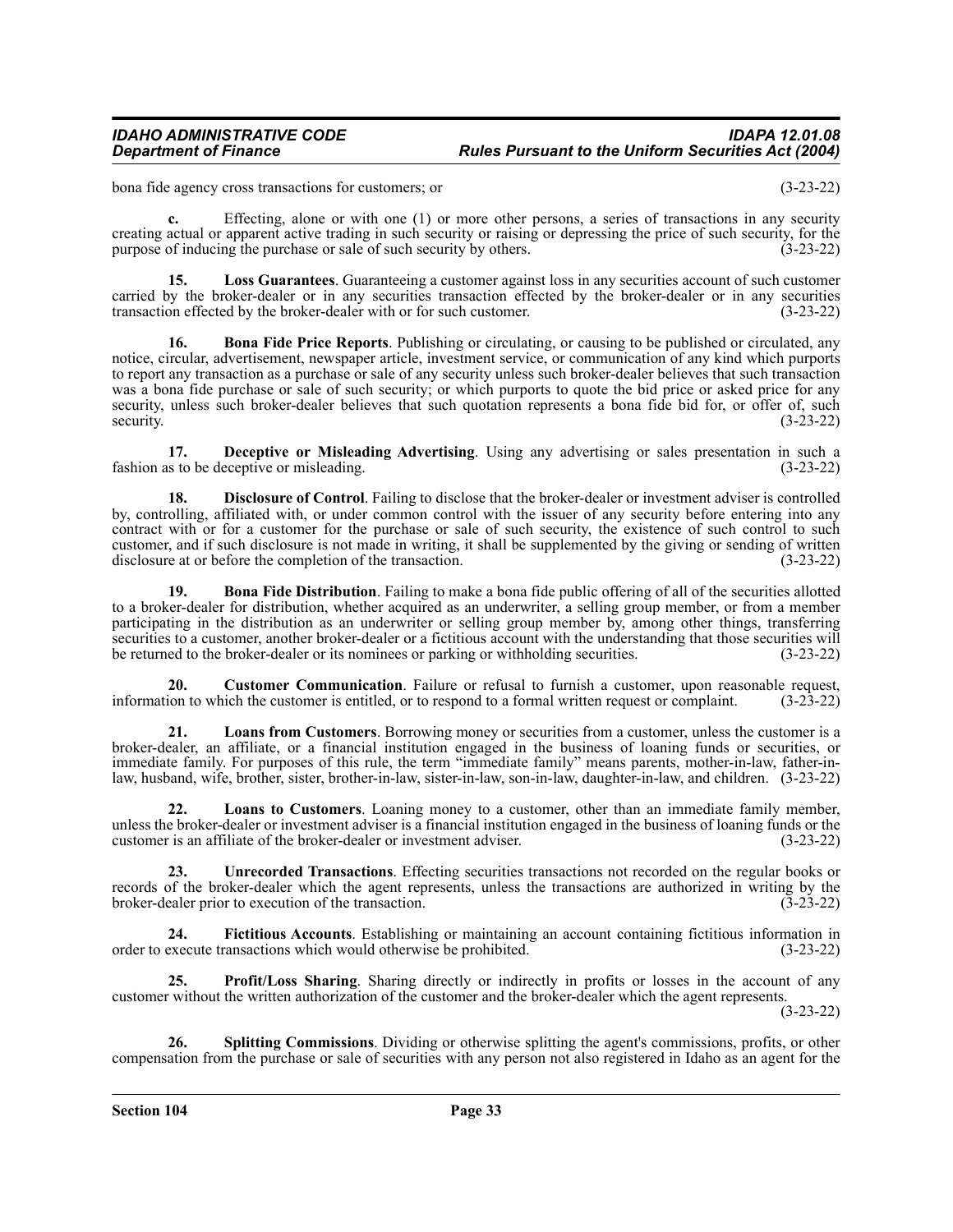bona fide agency cross transactions for customers; or (3-23-22)

**c.** Effecting, alone or with one (1) or more other persons, a series of transactions in any security creating actual or apparent active trading in such security or raising or depressing the price of such security, for the purpose of inducing the purchase or sale of such security by others. (3-23-22)

**15. Loss Guarantees**. Guaranteeing a customer against loss in any securities account of such customer carried by the broker-dealer or in any securities transaction effected by the broker-dealer or in any securities transaction effected by the broker-dealer with or for such customer. (3-23-22)

**16. Bona Fide Price Reports**. Publishing or circulating, or causing to be published or circulated, any notice, circular, advertisement, newspaper article, investment service, or communication of any kind which purports to report any transaction as a purchase or sale of any security unless such broker-dealer believes that such transaction was a bona fide purchase or sale of such security; or which purports to quote the bid price or asked price for any security, unless such broker-dealer believes that such quotation represents a bona fide bid for, or offer of, such security. (3-23-22)

**17. Deceptive or Misleading Advertising**. Using any advertising or sales presentation in such a fashion as to be deceptive or misleading. (3-23-22)

**18. Disclosure of Control**. Failing to disclose that the broker-dealer or investment adviser is controlled by, controlling, affiliated with, or under common control with the issuer of any security before entering into any contract with or for a customer for the purchase or sale of such security, the existence of such control to such customer, and if such disclosure is not made in writing, it shall be supplemented by the giving or sending of written disclosure at or before the completion of the transaction. (3-23-22)

**19. Bona Fide Distribution**. Failing to make a bona fide public offering of all of the securities allotted to a broker-dealer for distribution, whether acquired as an underwriter, a selling group member, or from a member participating in the distribution as an underwriter or selling group member by, among other things, transferring securities to a customer, another broker-dealer or a fictitious account with the understanding that those securities will be returned to the broker-dealer or its nominees or parking or withholding securities. (3-23-22)

**20. Customer Communication**. Failure or refusal to furnish a customer, upon reasonable request, information to which the customer is entitled, or to respond to a formal written request or complaint. (3-23-22)

**21. Loans from Customers**. Borrowing money or securities from a customer, unless the customer is a broker-dealer, an affiliate, or a financial institution engaged in the business of loaning funds or securities, or immediate family. For purposes of this rule, the term "immediate family" means parents, mother-in-law, father-in-law, husband, wife, brother, sister, brother-in-law, sister-in-law, son-in-law, daughter-in-law, and children. (3-23-22)

**22. Loans to Customers**. Loaning money to a customer, other than an immediate family member, unless the broker-dealer or investment adviser is a financial institution engaged in the business of loaning funds or the customer is an affiliate of the broker-dealer or investment adviser. (3-23-22)

**23. Unrecorded Transactions**. Effecting securities transactions not recorded on the regular books or records of the broker-dealer which the agent represents, unless the transactions are authorized in writing by the broker-dealer prior to execution of the transaction. (3-23-22)

**24. Fictitious Accounts**. Establishing or maintaining an account containing fictitious information in order to execute transactions which would otherwise be prohibited. (3-23-22)

**25. Profit/Loss Sharing**. Sharing directly or indirectly in profits or losses in the account of any customer without the written authorization of the customer and the broker-dealer which the agent represents. (3-23-22)

**26. Splitting Commissions**. Dividing or otherwise splitting the agent's commissions, profits, or other compensation from the purchase or sale of securities with any person not also registered in Idaho as an agent for the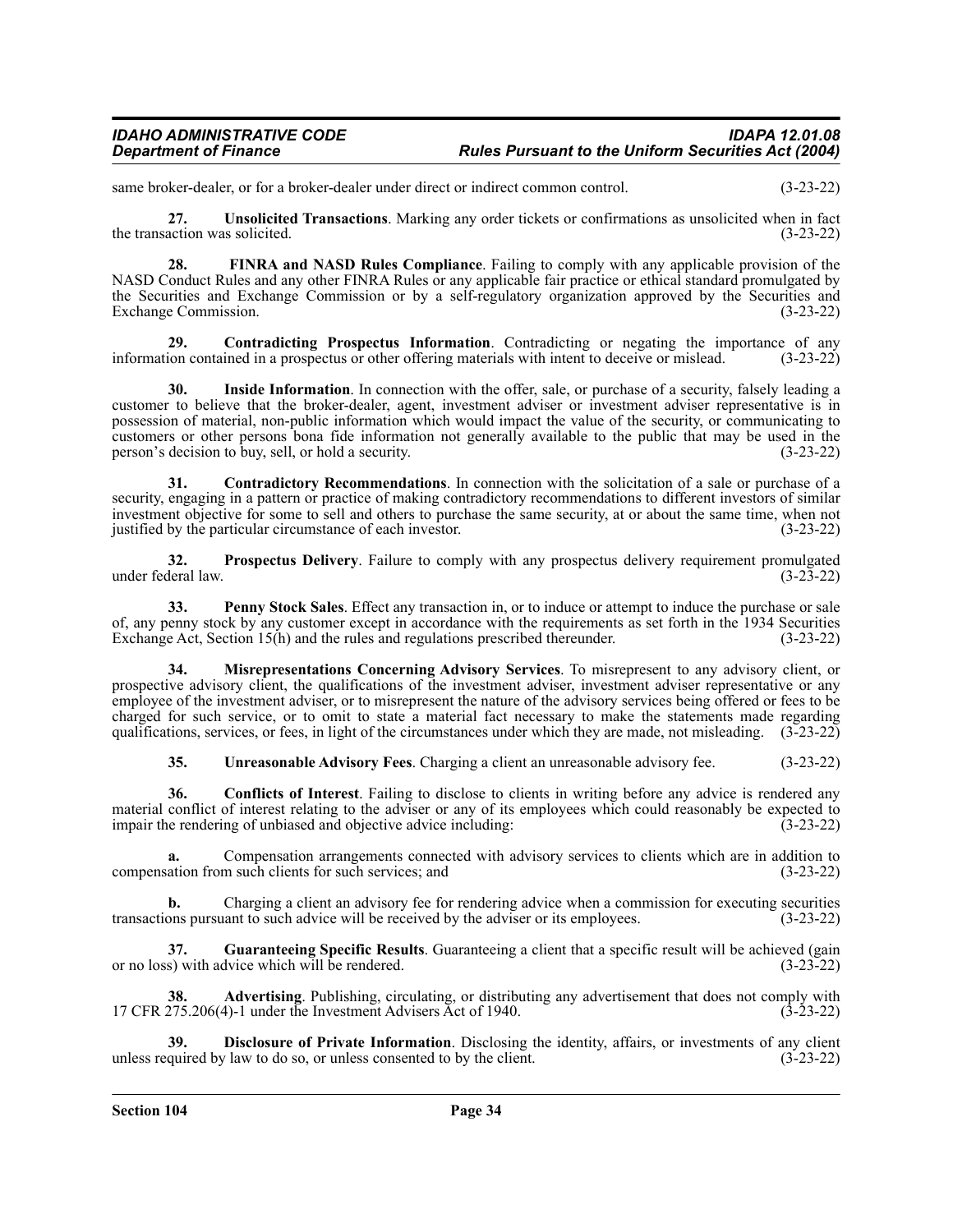same broker-dealer, or for a broker-dealer under direct or indirect common control. (3-23-22)

**27. Unsolicited Transactions**. Marking any order tickets or confirmations as unsolicited when in fact the transaction was solicited. (3-23-22)

**28. FINRA and NASD Rules Compliance**. Failing to comply with any applicable provision of the NASD Conduct Rules and any other FINRA Rules or any applicable fair practice or ethical standard promulgated by the Securities and Exchange Commission or by a self-regulatory organization approved by the Securities and Exchange Commission. (3-23-22)

**29. Contradicting Prospectus Information**. Contradicting or negating the importance of any information contained in a prospectus or other offering materials with intent to deceive or mislead. (3-23-22)

**30. Inside Information**. In connection with the offer, sale, or purchase of a security, falsely leading a customer to believe that the broker-dealer, agent, investment adviser or investment adviser representative is in possession of material, non-public information which would impact the value of the security, or communicating to customers or other persons bona fide information not generally available to the public that may be used in the person's decision to buy, sell, or hold a security. (3-23-22)

**31. Contradictory Recommendations**. In connection with the solicitation of a sale or purchase of a security, engaging in a pattern or practice of making contradictory recommendations to different investors of similar investment objective for some to sell and others to purchase the same security, at or about the same time, when not justified by the particular circumstance of each investor. (3-23-22)

**32. Prospectus Delivery**. Failure to comply with any prospectus delivery requirement promulgated under federal law. (3-23-22)

**33. Penny Stock Sales**. Effect any transaction in, or to induce or attempt to induce the purchase or sale of, any penny stock by any customer except in accordance with the requirements as set forth in the 1934 Securities Exchange Act, Section 15(h) and the rules and regulations prescribed thereunder. (3-23-22)

**34. Misrepresentations Concerning Advisory Services**. To misrepresent to any advisory client, or prospective advisory client, the qualifications of the investment adviser, investment adviser representative or any employee of the investment adviser, or to misrepresent the nature of the advisory services being offered or fees to be charged for such service, or to omit to state a material fact necessary to make the statements made regarding qualifications, services, or fees, in light of the circumstances under which they are made, not misleading. (3-23-22)

**35. Unreasonable Advisory Fees**. Charging a client an unreasonable advisory fee. (3-23-22)

**36. Conflicts of Interest**. Failing to disclose to clients in writing before any advice is rendered any material conflict of interest relating to the adviser or any of its employees which could reasonably be expected to impair the rendering of unbiased and objective advice including: (3-23-22)

**a.** Compensation arrangements connected with advisory services to clients which are in addition to compensation from such clients for such services; and (3-23-22)

**b.** Charging a client an advisory fee for rendering advice when a commission for executing securities transactions pursuant to such advice will be received by the adviser or its employees. (3-23-22)

**37. Guaranteeing Specific Results**. Guaranteeing a client that a specific result will be achieved (gain or no loss) with advice which will be rendered. (3-23-22)

**38. Advertising**. Publishing, circulating, or distributing any advertisement that does not comply with 17 CFR 275.206(4)-1 under the Investment Advisers Act of 1940. (3-23-22)

**39. Disclosure of Private Information**. Disclosing the identity, affairs, or investments of any client unless required by law to do so, or unless consented to by the client. (3-23-22)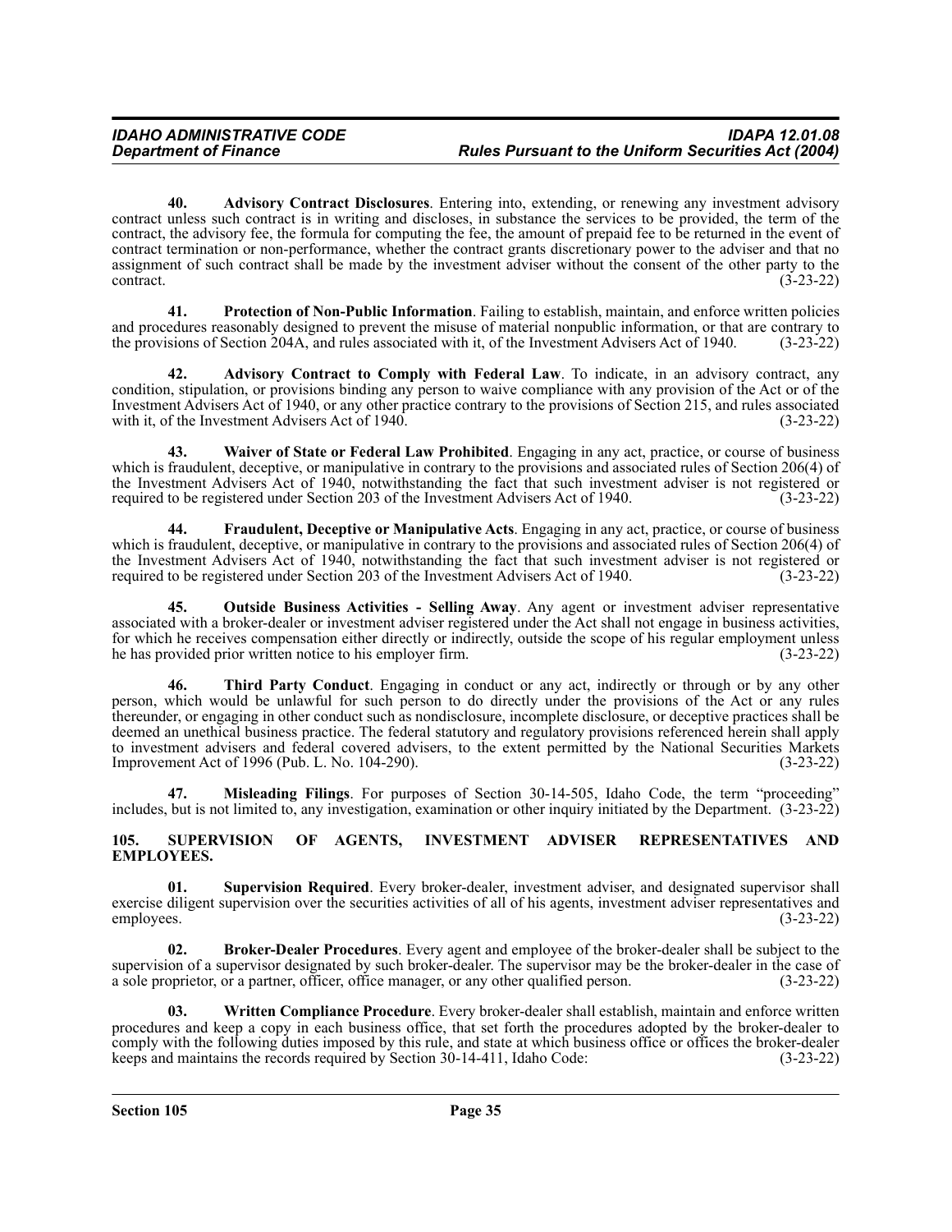**40. Advisory Contract Disclosures**. Entering into, extending, or renewing any investment advisory contract unless such contract is in writing and discloses, in substance the services to be provided, the term of the contract, the advisory fee, the formula for computing the fee, the amount of prepaid fee to be returned in the event of contract termination or non-performance, whether the contract grants discretionary power to the adviser and that no assignment of such contract shall be made by the investment adviser without the consent of the other party to the contract. (3-23-22)

**41. Protection of Non-Public Information**. Failing to establish, maintain, and enforce written policies and procedures reasonably designed to prevent the misuse of material nonpublic information, or that are contrary to the provisions of Section 204A, and rules associated with it, of the Investment Advisers Act of 1940. (3-23-22)

**42. Advisory Contract to Comply with Federal Law**. To indicate, in an advisory contract, any condition, stipulation, or provisions binding any person to waive compliance with any provision of the Act or of the Investment Advisers Act of 1940, or any other practice contrary to the provisions of Section 215, and rules associated with it, of the Investment Advisers Act of 1940. (3-23-22)

**43. Waiver of State or Federal Law Prohibited**. Engaging in any act, practice, or course of business which is fraudulent, deceptive, or manipulative in contrary to the provisions and associated rules of Section 206(4) of the Investment Advisers Act of 1940, notwithstanding the fact that such investment adviser is not registered or required to be registered under Section 203 of the Investment Advisers Act of 1940. (3-23-22)

**44. Fraudulent, Deceptive or Manipulative Acts**. Engaging in any act, practice, or course of business which is fraudulent, deceptive, or manipulative in contrary to the provisions and associated rules of Section 206(4) of the Investment Advisers Act of 1940, notwithstanding the fact that such investment adviser is not registered or required to be registered under Section 203 of the Investment Advisers Act of 1940. (3-23-22)

**45. Outside Business Activities - Selling Away**. Any agent or investment adviser representative associated with a broker-dealer or investment adviser registered under the Act shall not engage in business activities, for which he receives compensation either directly or indirectly, outside the scope of his regular employment unless he has provided prior written notice to his employer firm. (3-23-22)

**46. Third Party Conduct**. Engaging in conduct or any act, indirectly or through or by any other person, which would be unlawful for such person to do directly under the provisions of the Act or any rules thereunder, or engaging in other conduct such as nondisclosure, incomplete disclosure, or deceptive practices shall be deemed an unethical business practice. The federal statutory and regulatory provisions referenced herein shall apply to investment advisers and federal covered advisers, to the extent permitted by the National Securities Markets Improvement Act of 1996 (Pub. L. No. 104-290). (3-23-22)

**47. Misleading Filings**. For purposes of Section 30-14-505, Idaho Code, the term "proceeding" includes, but is not limited to, any investigation, examination or other inquiry initiated by the Department. (3-23-22)

## 105. SUPERVISION OF AGENTS, INVESTMENT ADVISER REPRESENTATIVES AND EMPLOYEES.

**01. Supervision Required**. Every broker-dealer, investment adviser, and designated supervisor shall exercise diligent supervision over the securities activities of all of his agents, investment adviser representatives and employees. (3-23-22)

**02. Broker-Dealer Procedures**. Every agent and employee of the broker-dealer shall be subject to the supervision of a supervisor designated by such broker-dealer. The supervisor may be the broker-dealer in the case of a sole proprietor, or a partner, officer, office manager, or any other qualified person. (3-23-22)

**03. Written Compliance Procedure**. Every broker-dealer shall establish, maintain and enforce written procedures and keep a copy in each business office, that set forth the procedures adopted by the broker-dealer to comply with the following duties imposed by this rule, and state at which business office or offices the broker-dealer keeps and maintains the records required by Section 30-14-411, Idaho Code: (3-23-22)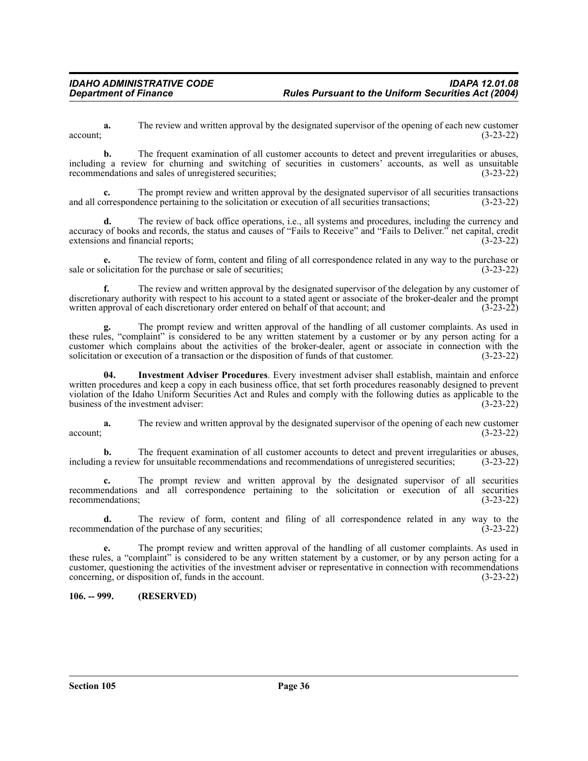**a.** The review and written approval by the designated supervisor of the opening of each new customer account; (3-23-22)

**b.** The frequent examination of all customer accounts to detect and prevent irregularities or abuses, including a review for churning and switching of securities in customers' accounts, as well as unsuitable recommendations and sales of unregistered securities; (3-23-22)

**c.** The prompt review and written approval by the designated supervisor of all securities transactions and all correspondence pertaining to the solicitation or execution of all securities transactions; (3-23-22)

**d.** The review of back office operations, i.e., all systems and procedures, including the currency and accuracy of books and records, the status and causes of "Fails to Receive" and "Fails to Deliver." net capital, credit extensions and financial reports; (3-23-22)

**e.** The review of form, content and filing of all correspondence related in any way to the purchase or sale or solicitation for the purchase or sale of securities; (3-23-22)

**f.** The review and written approval by the designated supervisor of the delegation by any customer of discretionary authority with respect to his account to a stated agent or associate of the broker-dealer and the prompt written approval of each discretionary order entered on behalf of that account; and (3-23-22)

**g.** The prompt review and written approval of the handling of all customer complaints. As used in these rules, "complaint" is considered to be any written statement by a customer or by any person acting for a customer which complains about the activities of the broker-dealer, agent or associate in connection with the solicitation or execution of a transaction or the disposition of funds of that customer. (3-23-22)

**04. Investment Adviser Procedures**. Every investment adviser shall establish, maintain and enforce written procedures and keep a copy in each business office, that set forth procedures reasonably designed to prevent violation of the Idaho Uniform Securities Act and Rules and comply with the following duties as applicable to the business of the investment adviser: (3-23-22)

**a.** The review and written approval by the designated supervisor of the opening of each new customer account; (3-23-22)

**b.** The frequent examination of all customer accounts to detect and prevent irregularities or abuses, including a review for unsuitable recommendations and recommendations of unregistered securities; (3-23-22)

**c.** The prompt review and written approval by the designated supervisor of all securities recommendations and all correspondence pertaining to the solicitation or execution of all securities recommendations; (3-23-22)

**d.** The review of form, content and filing of all correspondence related in any way to the recommendation of the purchase of any securities; (3-23-22)

**e.** The prompt review and written approval of the handling of all customer complaints. As used in these rules, a "complaint" is considered to be any written statement by a customer, or by any person acting for a customer, questioning the activities of the investment adviser or representative in connection with recommendations concerning, or disposition of, funds in the account. (3-23-22)

**106. -- 999. (RESERVED)**